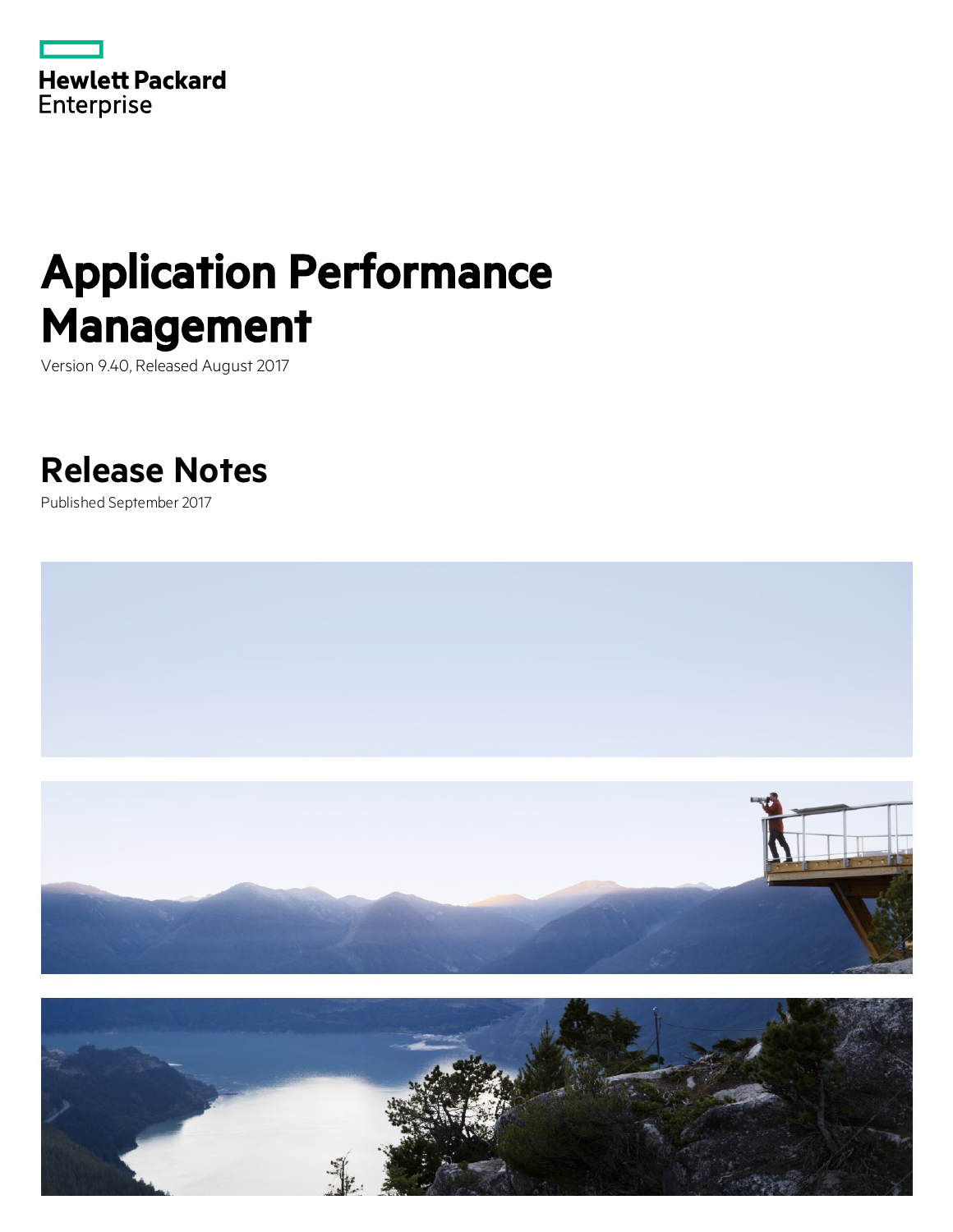Hewlett Packard Enterprise

# Application Performance Management

Version 9.40, Released August 2017

## Release Notes

Published September 2017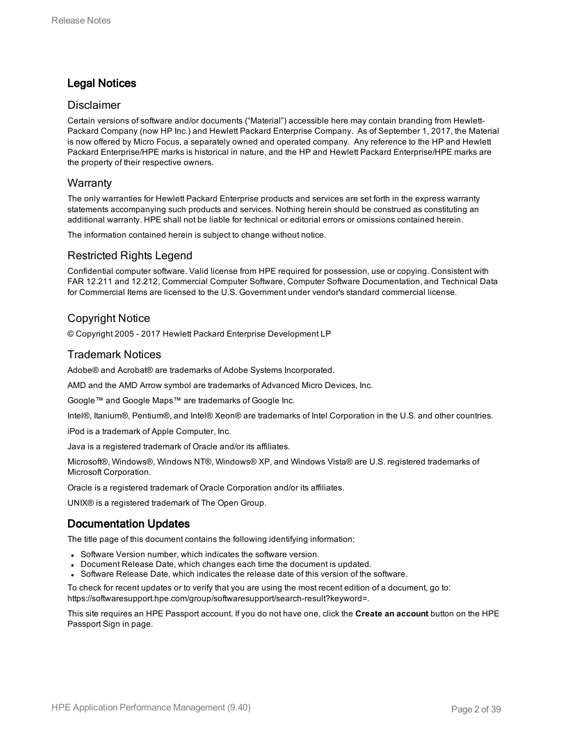## Legal Notices

### Disclaimer

Certain versions of software and/or documents (“Material”) accessible here may contain branding from Hewlett-Packard Company (now HP Inc.) and Hewlett Packard Enterprise Company. As of September 1, 2017, the Material is now offered by Micro Focus, a separately owned and operated company. Any reference to the HP and Hewlett Packard Enterprise/HPE marks is historical in nature, and the HP and Hewlett Packard Enterprise/HPE marks are the property of their respective owners.

### Warranty

The only warranties for Hewlett Packard Enterprise products and services are set forth in the express warranty statements accompanying such products and services. Nothing herein should be construed as constituting an additional warranty. HPE shall not be liable for technical or editorial errors or omissions contained herein.

The information contained herein is subject to change without notice.

### Restricted Rights Legend

Confidential computer software. Valid license from HPE required for possession, use or copying. Consistent with FAR 12.211 and 12.212, Commercial Computer Software, Computer Software Documentation, and Technical Data for Commercial Items are licensed to the U.S. Government under vendor's standard commercial license.

### Copyright Notice

© Copyright 2005 - 2017 Hewlett Packard Enterprise Development LP

### Trademark Notices

Adobe® and Acrobat® are trademarks of Adobe Systems Incorporated.

AMD and the AMD Arrow symbol are trademarks of Advanced Micro Devices, Inc.

Google™ and Google Maps™ are trademarks of Google Inc.

Intel®, Itanium®, Pentium®, and Intel® Xeon® are trademarks of Intel Corporation in the U.S. and other countries.

iPod is a trademark of Apple Computer, Inc.

Java is a registered trademark of Oracle and/or its affiliates.

Microsoft®, Windows®, Windows NT®, Windows® XP, and Windows Vista® are U.S. registered trademarks of Microsoft Corporation.

Oracle is a registered trademark of Oracle Corporation and/or its affiliates.

UNIX® is a registered trademark of The Open Group.

## Documentation Updates

The title page of this document contains the following identifying information:

- Software Version number, which indicates the software version.
- Document Release Date, which changes each time the document is updated.
- Software Release Date, which indicates the release date of this version of the software.

To check for recent updates or to verify that you are using the most recent edition of a document, go to: https://softwaresupport.hpe.com/group/softwaresupport/search-result?keyword=.

This site requires an HPE Passport account. If you do not have one, click the **Create an account** button on the HPE Passport Sign in page.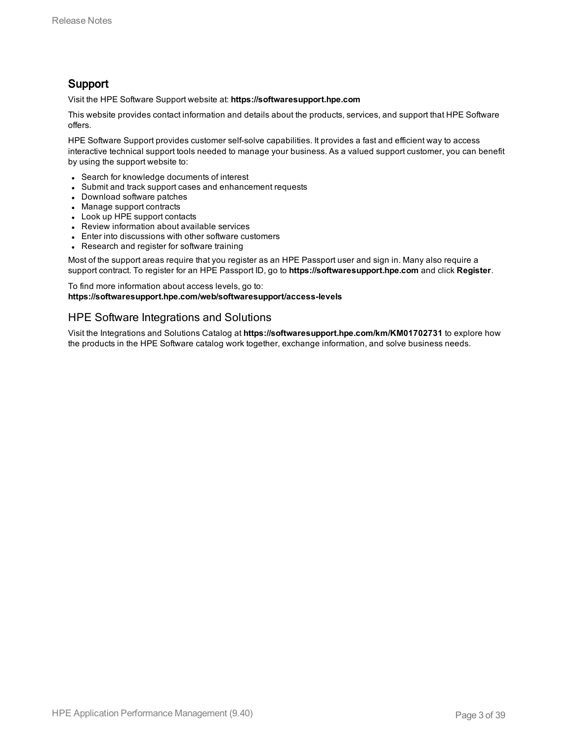## Support

Visit the HPE Software Support website at: **https://softwaresupport.hpe.com**

This website provides contact information and details about the products, services, and support that HPE Software offers.

HPE Software Support provides customer self-solve capabilities. It provides a fast and efficient way to access interactive technical support tools needed to manage your business. As a valued support customer, you can benefit by using the support website to:

- Search for knowledge documents of interest
- Submit and track support cases and enhancement requests
- Download software patches
- Manage support contracts
- Look up HPE support contacts
- Review information about available services
- Enter into discussions with other software customers
- Research and register for software training

Most of the support areas require that you register as an HPE Passport user and sign in. Many also require a support contract. To register for an HPE Passport ID, go to **https://softwaresupport.hpe.com** and click **Register**.

To find more information about access levels, go to:
**https://softwaresupport.hpe.com/web/softwaresupport/access-levels**

### HPE Software Integrations and Solutions

Visit the Integrations and Solutions Catalog at **https://softwaresupport.hpe.com/km/KM01702731** to explore how the products in the HPE Software catalog work together, exchange information, and solve business needs.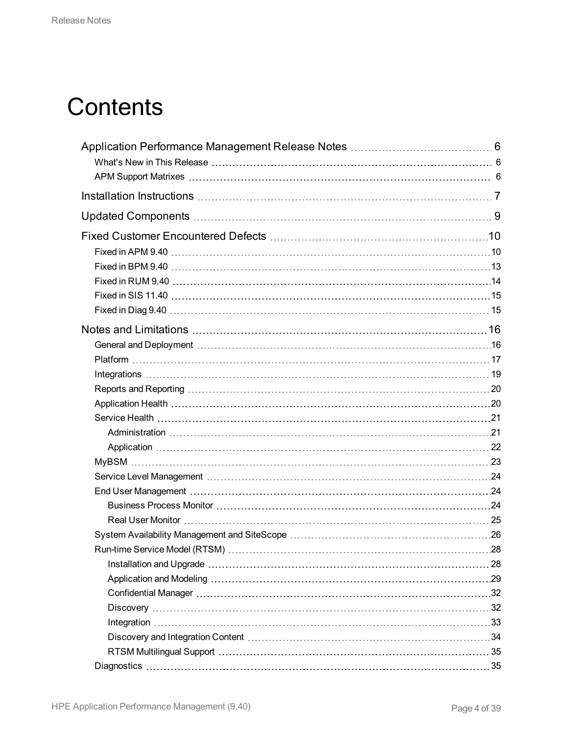# Contents

- Application Performance Management Release Notes 6
  - What's New in This Release 6
  - APM Support Matrixes 6
- Installation Instructions 7
- Updated Components 9
- Fixed Customer Encountered Defects 10
  - Fixed in APM 9.40 10
  - Fixed in BPM 9.40 13
  - Fixed in RUM 9.40 14
  - Fixed in SIS 11.40 15
  - Fixed in Diag 9.40 15
- Notes and Limitations 16
  - General and Deployment 16
  - Platform 17
  - Integrations 19
  - Reports and Reporting 20
  - Application Health 20
  - Service Health 21
    - Administration 21
    - Application 22
  - MyBSM 23
  - Service Level Management 24
  - End User Management 24
    - Business Process Monitor 24
    - Real User Monitor 25
  - System Availability Management and SiteScope 26
  - Run-time Service Model (RTSM) 28
    - Installation and Upgrade 28
    - Application and Modeling 29
    - Confidential Manager 32
    - Discovery 32
    - Integration 33
    - Discovery and Integration Content 34
    - RTSM Multilingual Support 35
  - Diagnostics 35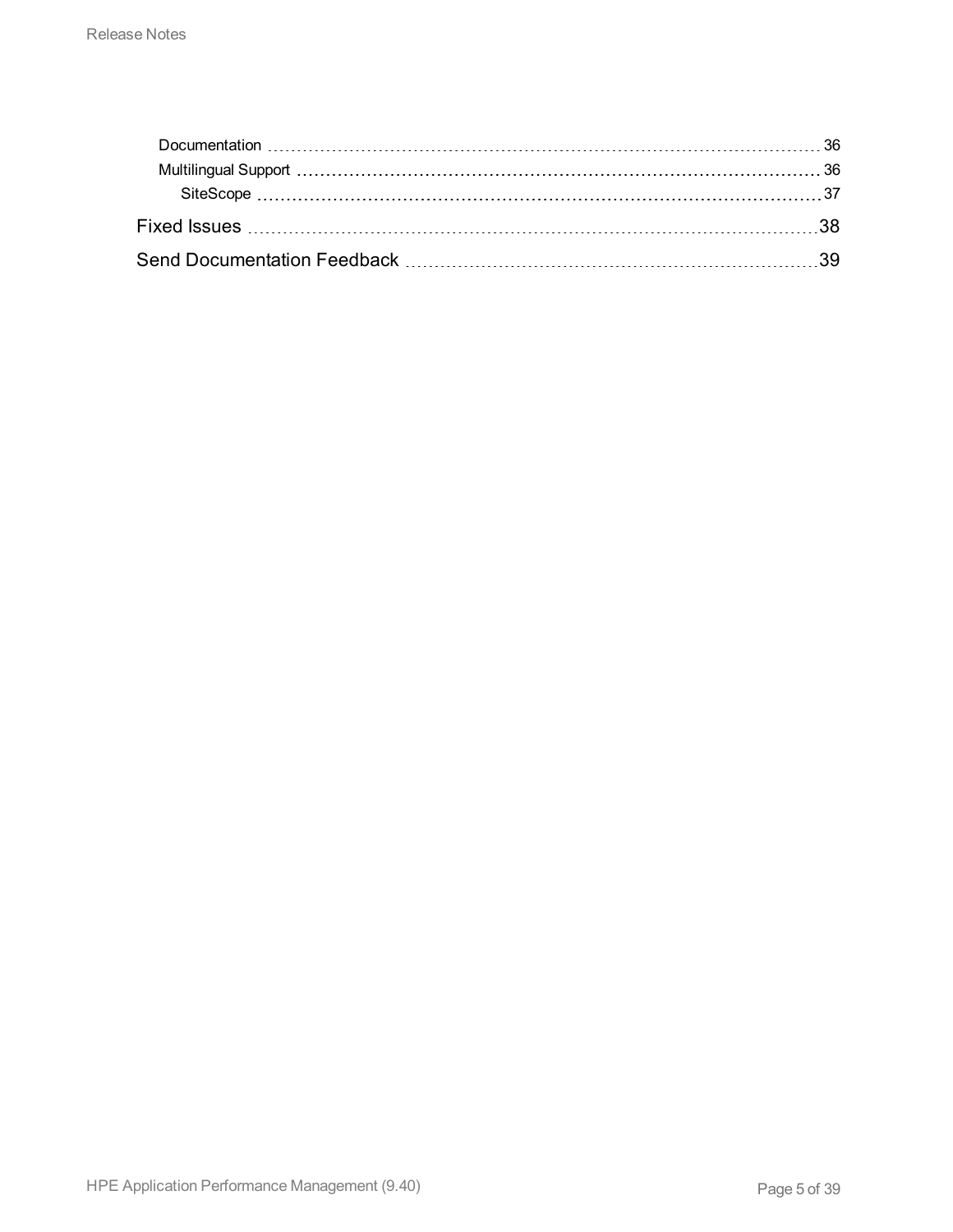Documentation ........ 36
Multilingual Support ........ 36
SiteScope ........ 37

Fixed Issues ........ 38

Send Documentation Feedback ........ 39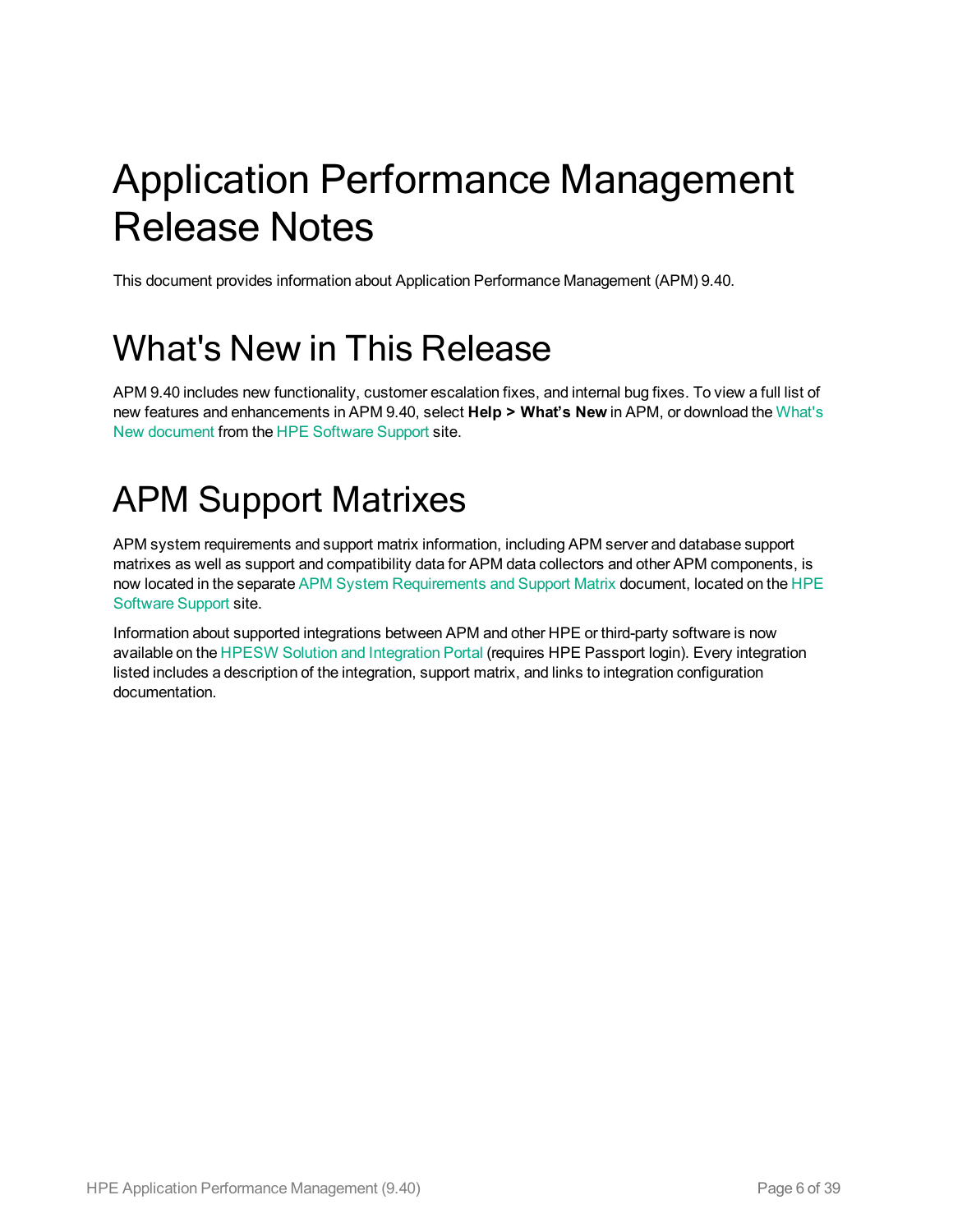# Application Performance Management Release Notes

This document provides information about Application Performance Management (APM) 9.40.

# What's New in This Release

APM 9.40 includes new functionality, customer escalation fixes, and internal bug fixes. To view a full list of new features and enhancements in APM 9.40, select **Help > What's New** in APM, or download the What's New document from the HPE Software Support site.

# APM Support Matrixes

APM system requirements and support matrix information, including APM server and database support matrixes as well as support and compatibility data for APM data collectors and other APM components, is now located in the separate APM System Requirements and Support Matrix document, located on the HPE Software Support site.

Information about supported integrations between APM and other HPE or third-party software is now available on the HPESW Solution and Integration Portal (requires HPE Passport login). Every integration listed includes a description of the integration, support matrix, and links to integration configuration documentation.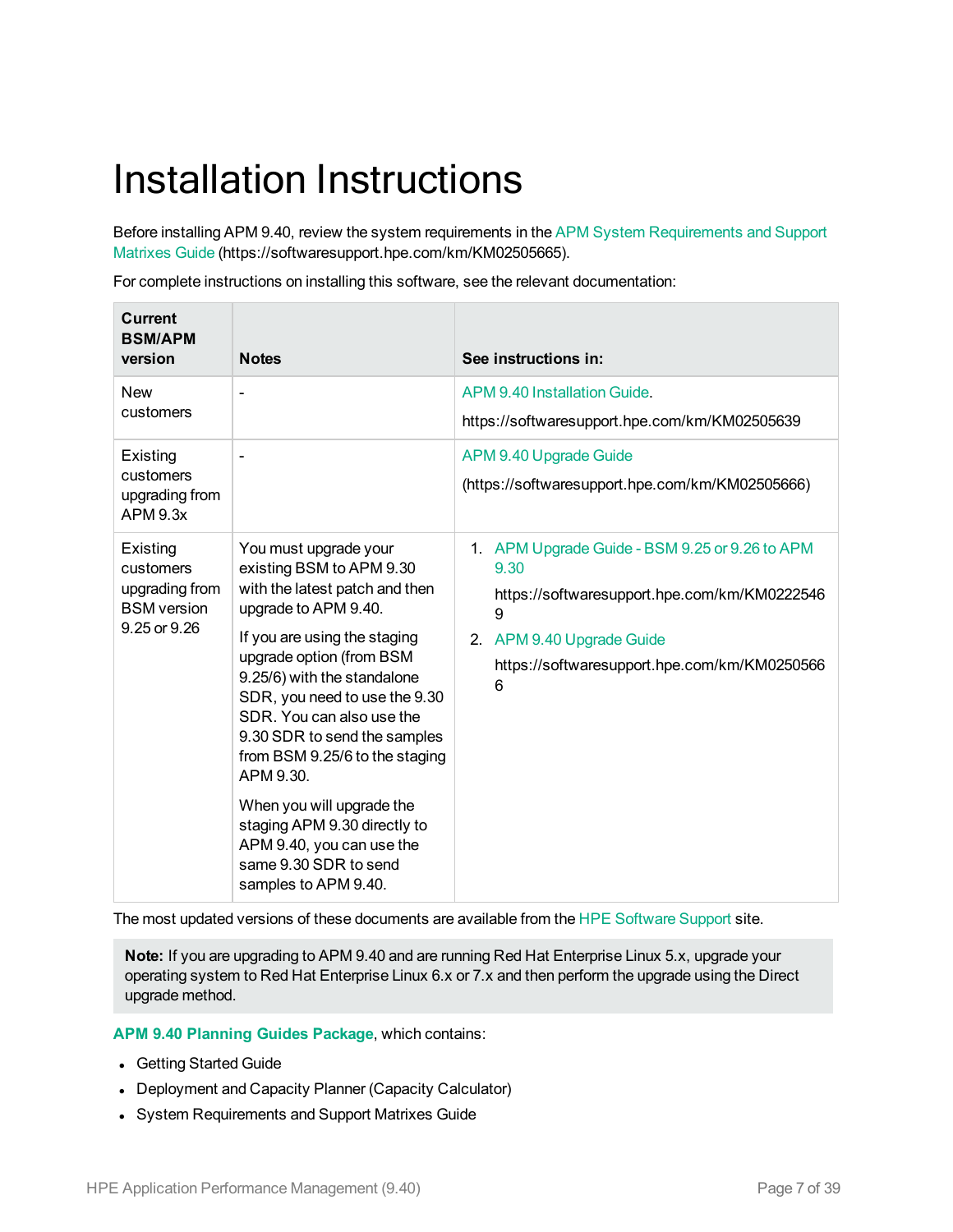# Installation Instructions

Before installing APM 9.40, review the system requirements in the APM System Requirements and Support Matrixes Guide (https://softwaresupport.hpe.com/km/KM02505665).

For complete instructions on installing this software, see the relevant documentation:

| Current BSM/APM version | Notes | See instructions in: |
|---|---|---|
| New customers | - | APM 9.40 Installation Guide.<br><br>https://softwaresupport.hpe.com/km/KM02505639 |
| Existing customers upgrading from APM 9.3x | - | APM 9.40 Upgrade Guide<br><br>(https://softwaresupport.hpe.com/km/KM02505666) |
| Existing customers upgrading from BSM version 9.25 or 9.26 | You must upgrade your existing BSM to APM 9.30 with the latest patch and then upgrade to APM 9.40.<br><br>If you are using the staging upgrade option (from BSM 9.25/6) with the standalone SDR, you need to use the 9.30 SDR. You can also use the 9.30 SDR to send the samples from BSM 9.25/6 to the staging APM 9.30.<br><br>When you will upgrade the staging APM 9.30 directly to APM 9.40, you can use the same 9.30 SDR to send samples to APM 9.40. | 1. APM Upgrade Guide - BSM 9.25 or 9.26 to APM 9.30<br>https://softwaresupport.hpe.com/km/KM02225469<br>2. APM 9.40 Upgrade Guide<br>https://softwaresupport.hpe.com/km/KM02505666 |

The most updated versions of these documents are available from the HPE Software Support site.

> **Note:** If you are upgrading to APM 9.40 and are running Red Hat Enterprise Linux 5.x, upgrade your operating system to Red Hat Enterprise Linux 6.x or 7.x and then perform the upgrade using the Direct upgrade method.

**APM 9.40 Planning Guides Package**, which contains:

- Getting Started Guide
- Deployment and Capacity Planner (Capacity Calculator)
- System Requirements and Support Matrixes Guide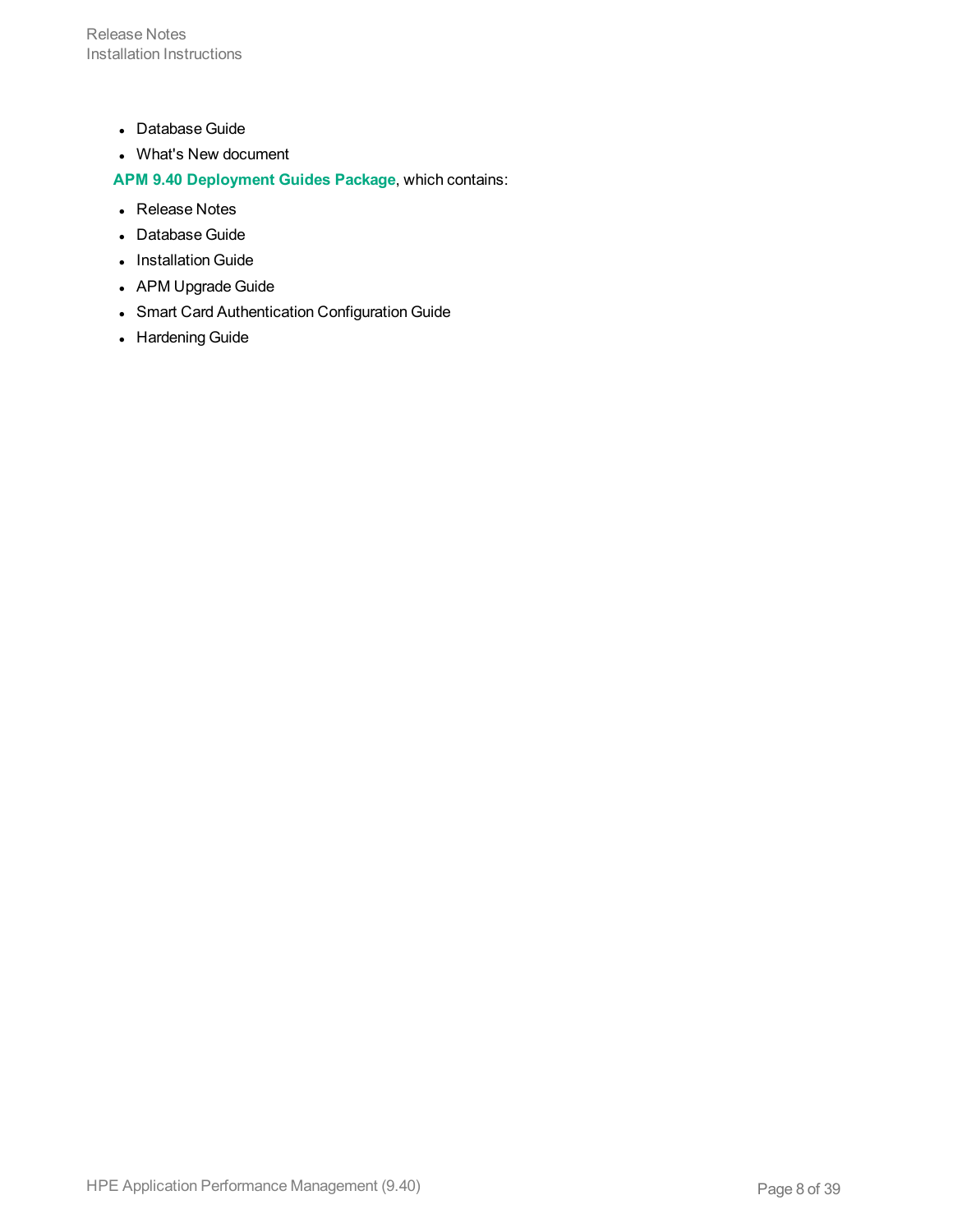- Database Guide
- What's New document

**APM 9.40 Deployment Guides Package**, which contains:

- Release Notes
- Database Guide
- Installation Guide
- APM Upgrade Guide
- Smart Card Authentication Configuration Guide
- Hardening Guide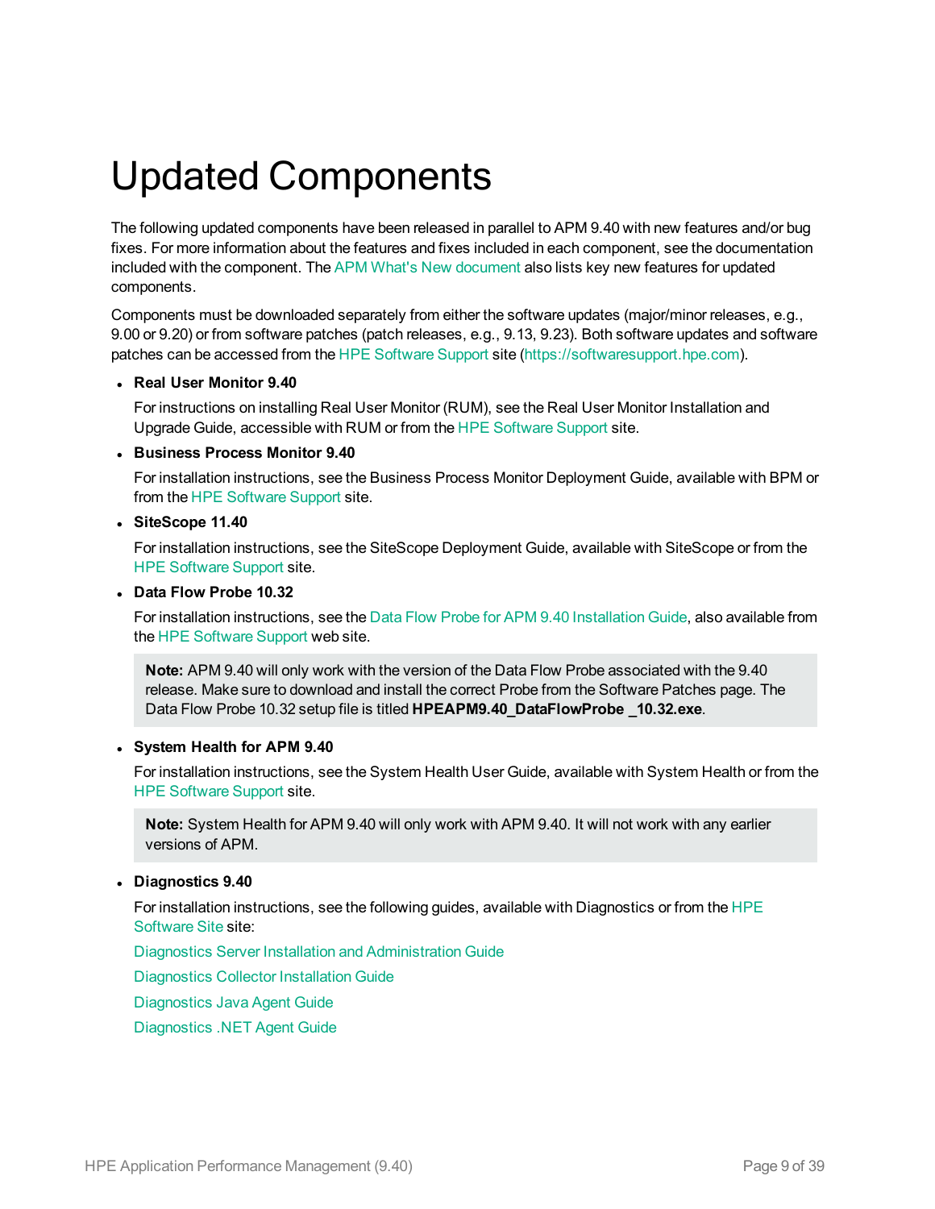# Updated Components

The following updated components have been released in parallel to APM 9.40 with new features and/or bug fixes. For more information about the features and fixes included in each component, see the documentation included with the component. The APM What's New document also lists key new features for updated components.

Components must be downloaded separately from either the software updates (major/minor releases, e.g., 9.00 or 9.20) or from software patches (patch releases, e.g., 9.13, 9.23). Both software updates and software patches can be accessed from the HPE Software Support site (https://softwaresupport.hpe.com).

- **Real User Monitor 9.40**

  For instructions on installing Real User Monitor (RUM), see the Real User Monitor Installation and Upgrade Guide, accessible with RUM or from the HPE Software Support site.

- **Business Process Monitor 9.40**

  For installation instructions, see the Business Process Monitor Deployment Guide, available with BPM or from the HPE Software Support site.

- **SiteScope 11.40**

  For installation instructions, see the SiteScope Deployment Guide, available with SiteScope or from the HPE Software Support site.

- **Data Flow Probe 10.32**

  For installation instructions, see the Data Flow Probe for APM 9.40 Installation Guide, also available from the HPE Software Support web site.

  > **Note:** APM 9.40 will only work with the version of the Data Flow Probe associated with the 9.40 release. Make sure to download and install the correct Probe from the Software Patches page. The Data Flow Probe 10.32 setup file is titled **HPEAPM9.40_DataFlowProbe _10.32.exe**.

- **System Health for APM 9.40**

  For installation instructions, see the System Health User Guide, available with System Health or from the HPE Software Support site.

  > **Note:** System Health for APM 9.40 will only work with APM 9.40. It will not work with any earlier versions of APM.

- **Diagnostics 9.40**

  For installation instructions, see the following guides, available with Diagnostics or from the HPE Software Site site:

  Diagnostics Server Installation and Administration Guide

  Diagnostics Collector Installation Guide

  Diagnostics Java Agent Guide

  Diagnostics .NET Agent Guide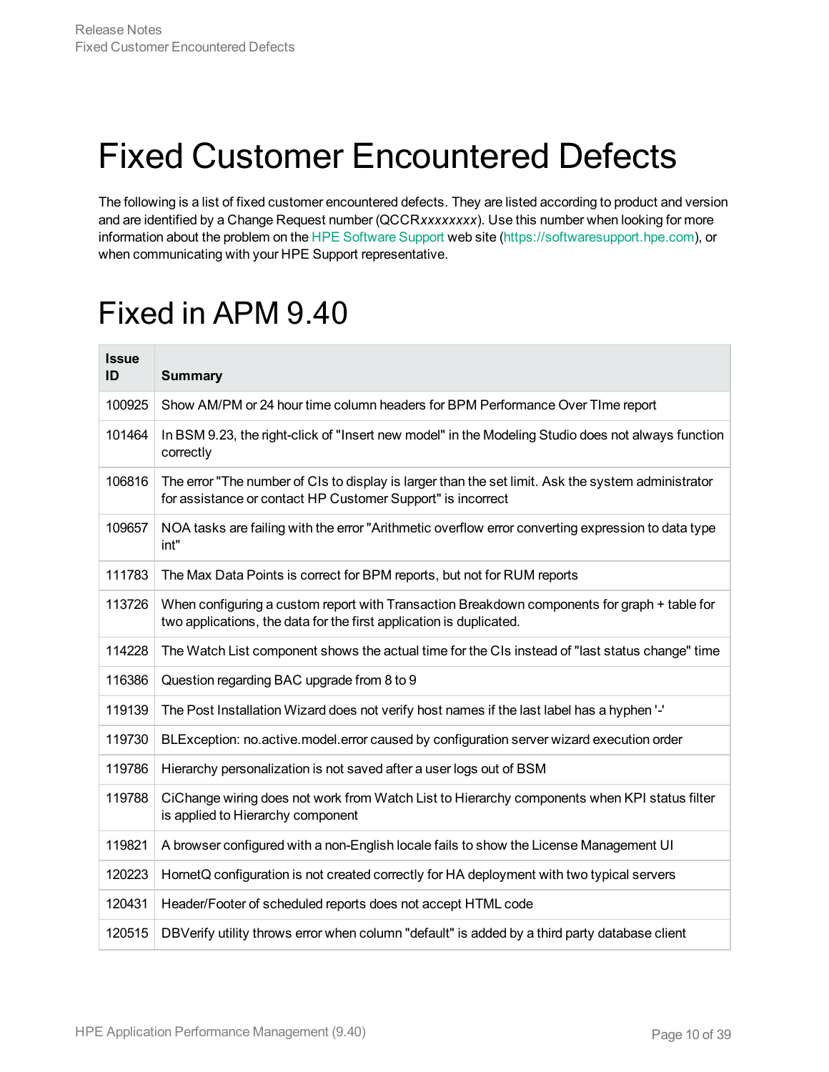# Fixed Customer Encountered Defects

The following is a list of fixed customer encountered defects. They are listed according to product and version and are identified by a Change Request number (QCCR*xxxxxxxx*). Use this number when looking for more information about the problem on the HPE Software Support web site (https://softwaresupport.hpe.com), or when communicating with your HPE Support representative.

## Fixed in APM 9.40

| Issue ID | Summary |
|---|---|
| 100925 | Show AM/PM or 24 hour time column headers for BPM Performance Over TIme report |
| 101464 | In BSM 9.23, the right-click of "Insert new model" in the Modeling Studio does not always function correctly |
| 106816 | The error "The number of CIs to display is larger than the set limit. Ask the system administrator for assistance or contact HP Customer Support" is incorrect |
| 109657 | NOA tasks are failing with the error "Arithmetic overflow error converting expression to data type int" |
| 111783 | The Max Data Points is correct for BPM reports, but not for RUM reports |
| 113726 | When configuring a custom report with Transaction Breakdown components for graph + table for two applications, the data for the first application is duplicated. |
| 114228 | The Watch List component shows the actual time for the CIs instead of "last status change" time |
| 116386 | Question regarding BAC upgrade from 8 to 9 |
| 119139 | The Post Installation Wizard does not verify host names if the last label has a hyphen '-' |
| 119730 | BLException: no.active.model.error caused by configuration server wizard execution order |
| 119786 | Hierarchy personalization is not saved after a user logs out of BSM |
| 119788 | CiChange wiring does not work from Watch List to Hierarchy components when KPI status filter is applied to Hierarchy component |
| 119821 | A browser configured with a non-English locale fails to show the License Management UI |
| 120223 | HornetQ configuration is not created correctly for HA deployment with two typical servers |
| 120431 | Header/Footer of scheduled reports does not accept HTML code |
| 120515 | DBVerify utility throws error when column "default" is added by a third party database client |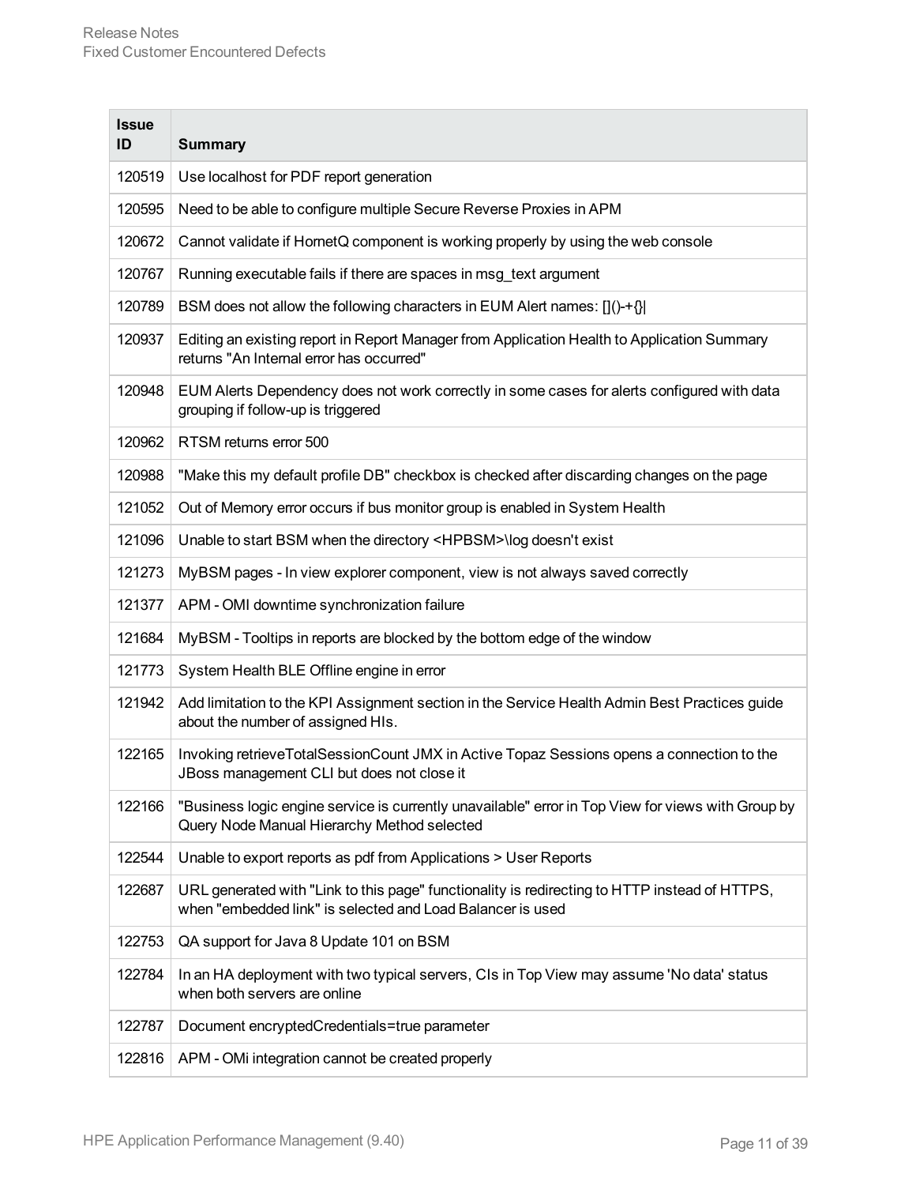| Issue ID | Summary |
| --- | --- |
| 120519 | Use localhost for PDF report generation |
| 120595 | Need to be able to configure multiple Secure Reverse Proxies in APM |
| 120672 | Cannot validate if HornetQ component is working properly by using the web console |
| 120767 | Running executable fails if there are spaces in msg_text argument |
| 120789 | BSM does not allow the following characters in EUM Alert names: []()-+{}\| |
| 120937 | Editing an existing report in Report Manager from Application Health to Application Summary returns "An Internal error has occurred" |
| 120948 | EUM Alerts Dependency does not work correctly in some cases for alerts configured with data grouping if follow-up is triggered |
| 120962 | RTSM returns error 500 |
| 120988 | "Make this my default profile DB" checkbox is checked after discarding changes on the page |
| 121052 | Out of Memory error occurs if bus monitor group is enabled in System Health |
| 121096 | Unable to start BSM when the directory <HPBSM>\log doesn't exist |
| 121273 | MyBSM pages - In view explorer component, view is not always saved correctly |
| 121377 | APM - OMI downtime synchronization failure |
| 121684 | MyBSM - Tooltips in reports are blocked by the bottom edge of the window |
| 121773 | System Health BLE Offline engine in error |
| 121942 | Add limitation to the KPI Assignment section in the Service Health Admin Best Practices guide about the number of assigned HIs. |
| 122165 | Invoking retrieveTotalSessionCount JMX in Active Topaz Sessions opens a connection to the JBoss management CLI but does not close it |
| 122166 | "Business logic engine service is currently unavailable" error in Top View for views with Group by Query Node Manual Hierarchy Method selected |
| 122544 | Unable to export reports as pdf from Applications > User Reports |
| 122687 | URL generated with "Link to this page" functionality is redirecting to HTTP instead of HTTPS, when "embedded link" is selected and Load Balancer is used |
| 122753 | QA support for Java 8 Update 101 on BSM |
| 122784 | In an HA deployment with two typical servers, CIs in Top View may assume 'No data' status when both servers are online |
| 122787 | Document encryptedCredentials=true parameter |
| 122816 | APM - OMi integration cannot be created properly |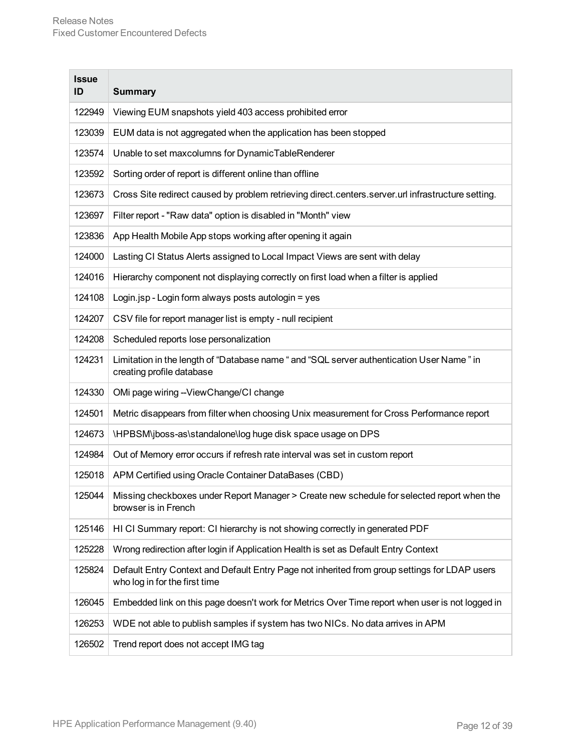| Issue ID | Summary |
| --- | --- |
| 122949 | Viewing EUM snapshots yield 403 access prohibited error |
| 123039 | EUM data is not aggregated when the application has been stopped |
| 123574 | Unable to set maxcolumns for DynamicTableRenderer |
| 123592 | Sorting order of report is different online than offline |
| 123673 | Cross Site redirect caused by problem retrieving direct.centers.server.url infrastructure setting. |
| 123697 | Filter report - "Raw data" option is disabled in "Month" view |
| 123836 | App Health Mobile App stops working after opening it again |
| 124000 | Lasting CI Status Alerts assigned to Local Impact Views are sent with delay |
| 124016 | Hierarchy component not displaying correctly on first load when a filter is applied |
| 124108 | Login.jsp - Login form always posts autologin = yes |
| 124207 | CSV file for report manager list is empty - null recipient |
| 124208 | Scheduled reports lose personalization |
| 124231 | Limitation in the length of “Database name “ and “SQL server authentication User Name ” in creating profile database |
| 124330 | OMi page wiring --ViewChange/CI change |
| 124501 | Metric disappears from filter when choosing Unix measurement for Cross Performance report |
| 124673 | \HPBSM\jboss-as\standalone\log huge disk space usage on DPS |
| 124984 | Out of Memory error occurs if refresh rate interval was set in custom report |
| 125018 | APM Certified using Oracle Container DataBases (CBD) |
| 125044 | Missing checkboxes under Report Manager > Create new schedule for selected report when the browser is in French |
| 125146 | HI CI Summary report: CI hierarchy is not showing correctly in generated PDF |
| 125228 | Wrong redirection after login if Application Health is set as Default Entry Context |
| 125824 | Default Entry Context and Default Entry Page not inherited from group settings for LDAP users who log in for the first time |
| 126045 | Embedded link on this page doesn't work for Metrics Over Time report when user is not logged in |
| 126253 | WDE not able to publish samples if system has two NICs. No data arrives in APM |
| 126502 | Trend report does not accept IMG tag |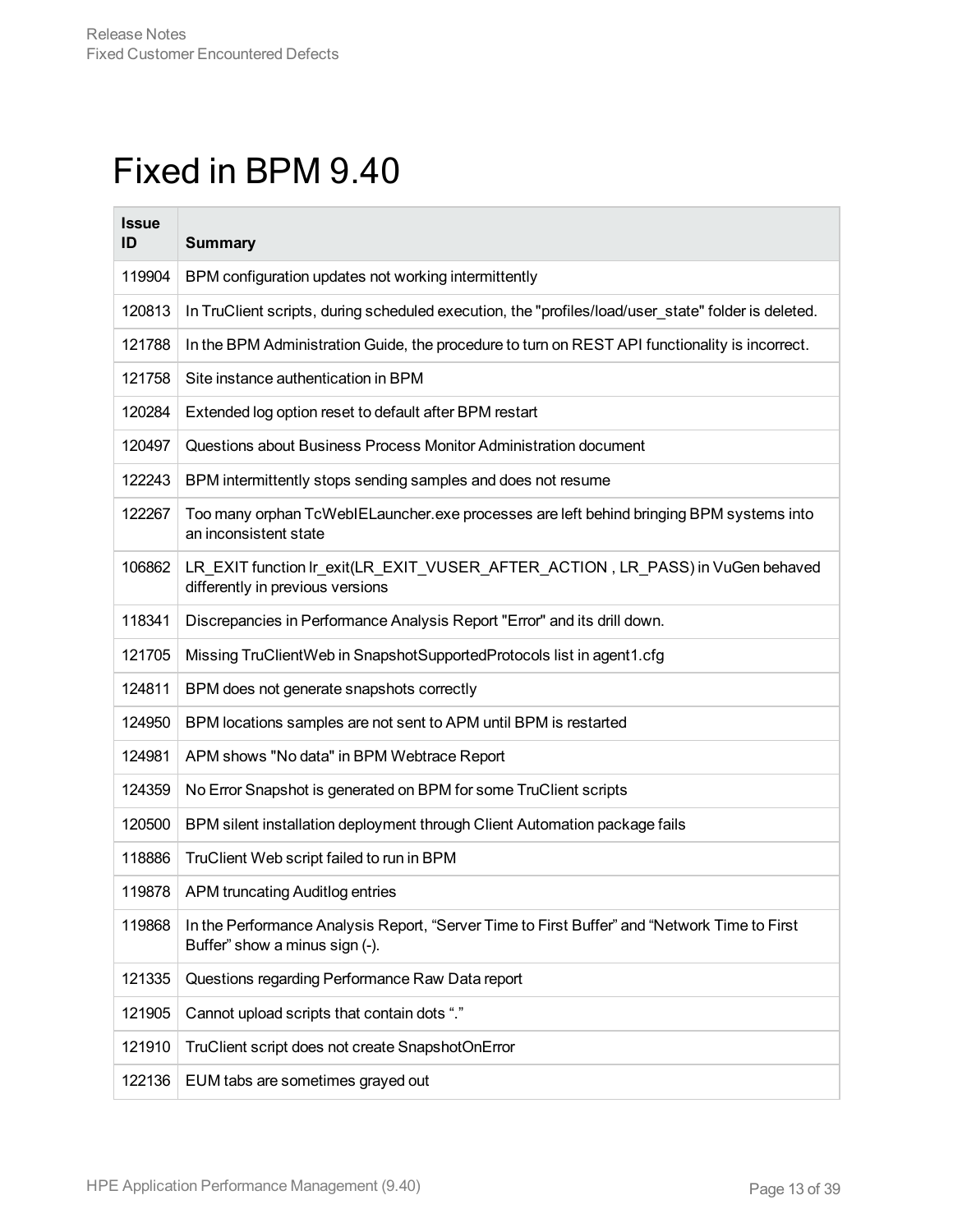# Fixed in BPM 9.40

| Issue ID | Summary |
|---|---|
| 119904 | BPM configuration updates not working intermittently |
| 120813 | In TruClient scripts, during scheduled execution, the "profiles/load/user_state" folder is deleted. |
| 121788 | In the BPM Administration Guide, the procedure to turn on REST API functionality is incorrect. |
| 121758 | Site instance authentication in BPM |
| 120284 | Extended log option reset to default after BPM restart |
| 120497 | Questions about Business Process Monitor Administration document |
| 122243 | BPM intermittently stops sending samples and does not resume |
| 122267 | Too many orphan TcWebIELauncher.exe processes are left behind bringing BPM systems into an inconsistent state |
| 106862 | LR_EXIT function lr_exit(LR_EXIT_VUSER_AFTER_ACTION , LR_PASS) in VuGen behaved differently in previous versions |
| 118341 | Discrepancies in Performance Analysis Report "Error" and its drill down. |
| 121705 | Missing TruClientWeb in SnapshotSupportedProtocols list in agent1.cfg |
| 124811 | BPM does not generate snapshots correctly |
| 124950 | BPM locations samples are not sent to APM until BPM is restarted |
| 124981 | APM shows "No data" in BPM Webtrace Report |
| 124359 | No Error Snapshot is generated on BPM for some TruClient scripts |
| 120500 | BPM silent installation deployment through Client Automation package fails |
| 118886 | TruClient Web script failed to run in BPM |
| 119878 | APM truncating Auditlog entries |
| 119868 | In the Performance Analysis Report, “Server Time to First Buffer” and “Network Time to First Buffer” show a minus sign (-). |
| 121335 | Questions regarding Performance Raw Data report |
| 121905 | Cannot upload scripts that contain dots “.” |
| 121910 | TruClient script does not create SnapshotOnError |
| 122136 | EUM tabs are sometimes grayed out |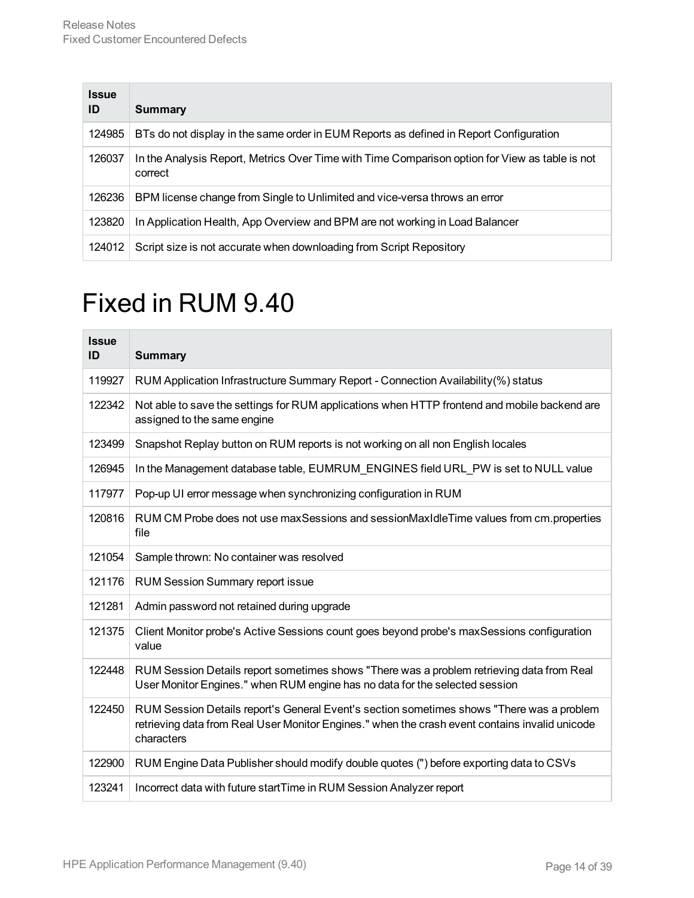| Issue ID | Summary |
|---|---|
| 124985 | BTs do not display in the same order in EUM Reports as defined in Report Configuration |
| 126037 | In the Analysis Report, Metrics Over Time with Time Comparison option for View as table is not correct |
| 126236 | BPM license change from Single to Unlimited and vice-versa throws an error |
| 123820 | In Application Health, App Overview and BPM are not working in Load Balancer |
| 124012 | Script size is not accurate when downloading from Script Repository |

# Fixed in RUM 9.40

| Issue ID | Summary |
|---|---|
| 119927 | RUM Application Infrastructure Summary Report - Connection Availability(%) status |
| 122342 | Not able to save the settings for RUM applications when HTTP frontend and mobile backend are assigned to the same engine |
| 123499 | Snapshot Replay button on RUM reports is not working on all non English locales |
| 126945 | In the Management database table, EUMRUM_ENGINES field URL_PW is set to NULL value |
| 117977 | Pop-up UI error message when synchronizing configuration in RUM |
| 120816 | RUM CM Probe does not use maxSessions and sessionMaxIdleTime values from cm.properties file |
| 121054 | Sample thrown: No container was resolved |
| 121176 | RUM Session Summary report issue |
| 121281 | Admin password not retained during upgrade |
| 121375 | Client Monitor probe's Active Sessions count goes beyond probe's maxSessions configuration value |
| 122448 | RUM Session Details report sometimes shows "There was a problem retrieving data from Real User Monitor Engines." when RUM engine has no data for the selected session |
| 122450 | RUM Session Details report's General Event's section sometimes shows "There was a problem retrieving data from Real User Monitor Engines." when the crash event contains invalid unicode characters |
| 122900 | RUM Engine Data Publisher should modify double quotes (") before exporting data to CSVs |
| 123241 | Incorrect data with future startTime in RUM Session Analyzer report |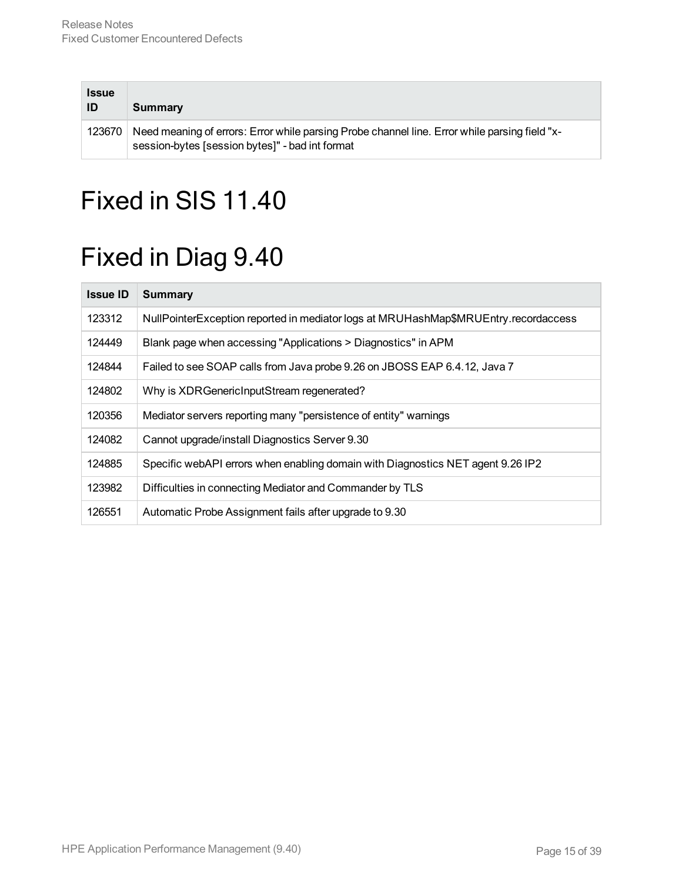| Issue ID | Summary |
| --- | --- |
| 123670 | Need meaning of errors: Error while parsing Probe channel line. Error while parsing field "x-session-bytes [session bytes]" - bad int format |

# Fixed in SIS 11.40

# Fixed in Diag 9.40

| Issue ID | Summary |
| --- | --- |
| 123312 | NullPointerException reported in mediator logs at MRUHashMap$MRUEntry.recordaccess |
| 124449 | Blank page when accessing "Applications > Diagnostics" in APM |
| 124844 | Failed to see SOAP calls from Java probe 9.26 on JBOSS EAP 6.4.12, Java 7 |
| 124802 | Why is XDRGenericInputStream regenerated? |
| 120356 | Mediator servers reporting many "persistence of entity" warnings |
| 124082 | Cannot upgrade/install Diagnostics Server 9.30 |
| 124885 | Specific webAPI errors when enabling domain with Diagnostics NET agent 9.26 IP2 |
| 123982 | Difficulties in connecting Mediator and Commander by TLS |
| 126551 | Automatic Probe Assignment fails after upgrade to 9.30 |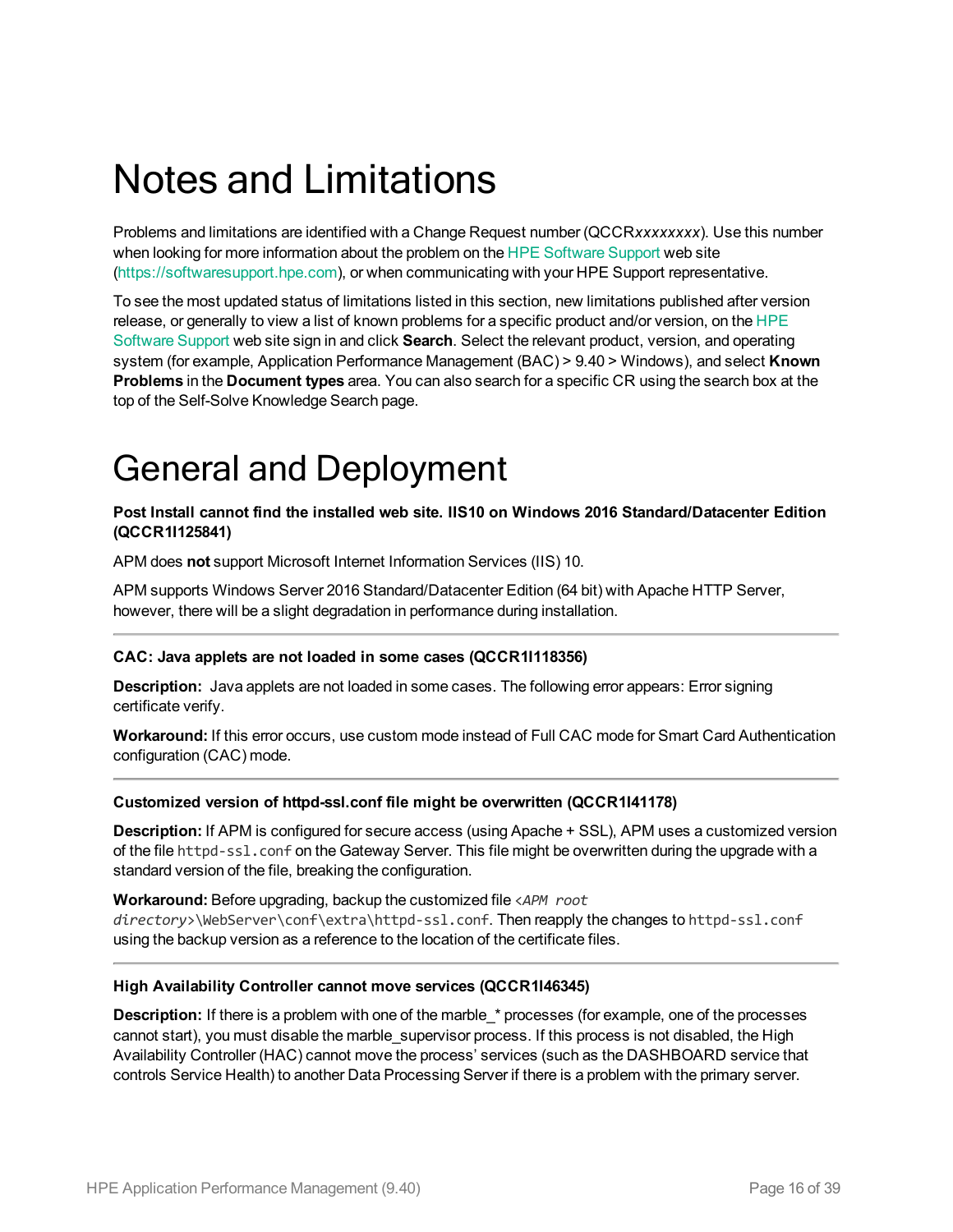# Notes and Limitations

Problems and limitations are identified with a Change Request number (QCCR*xxxxxxxx*). Use this number when looking for more information about the problem on the HPE Software Support web site (https://softwaresupport.hpe.com), or when communicating with your HPE Support representative.

To see the most updated status of limitations listed in this section, new limitations published after version release, or generally to view a list of known problems for a specific product and/or version, on the HPE Software Support web site sign in and click **Search**. Select the relevant product, version, and operating system (for example, Application Performance Management (BAC) > 9.40 > Windows), and select **Known Problems** in the **Document types** area. You can also search for a specific CR using the search box at the top of the Self-Solve Knowledge Search page.

# General and Deployment

**Post Install cannot find the installed web site. IIS10 on Windows 2016 Standard/Datacenter Edition (QCCR1I125841)**

APM does **not** support Microsoft Internet Information Services (IIS) 10.

APM supports Windows Server 2016 Standard/Datacenter Edition (64 bit) with Apache HTTP Server, however, there will be a slight degradation in performance during installation.

---

**CAC: Java applets are not loaded in some cases (QCCR1I118356)**

**Description:** Java applets are not loaded in some cases. The following error appears: Error signing certificate verify.

**Workaround:** If this error occurs, use custom mode instead of Full CAC mode for Smart Card Authentication configuration (CAC) mode.

---

**Customized version of httpd-ssl.conf file might be overwritten (QCCR1I41178)**

**Description:** If APM is configured for secure access (using Apache + SSL), APM uses a customized version of the file `httpd-ssl.conf` on the Gateway Server. This file might be overwritten during the upgrade with a standard version of the file, breaking the configuration.

**Workaround:** Before upgrading, backup the customized file `<APM root directory>\WebServer\conf\extra\httpd-ssl.conf`. Then reapply the changes to `httpd-ssl.conf` using the backup version as a reference to the location of the certificate files.

---

**High Availability Controller cannot move services (QCCR1I46345)**

**Description:** If there is a problem with one of the marble_* processes (for example, one of the processes cannot start), you must disable the marble_supervisor process. If this process is not disabled, the High Availability Controller (HAC) cannot move the process' services (such as the DASHBOARD service that controls Service Health) to another Data Processing Server if there is a problem with the primary server.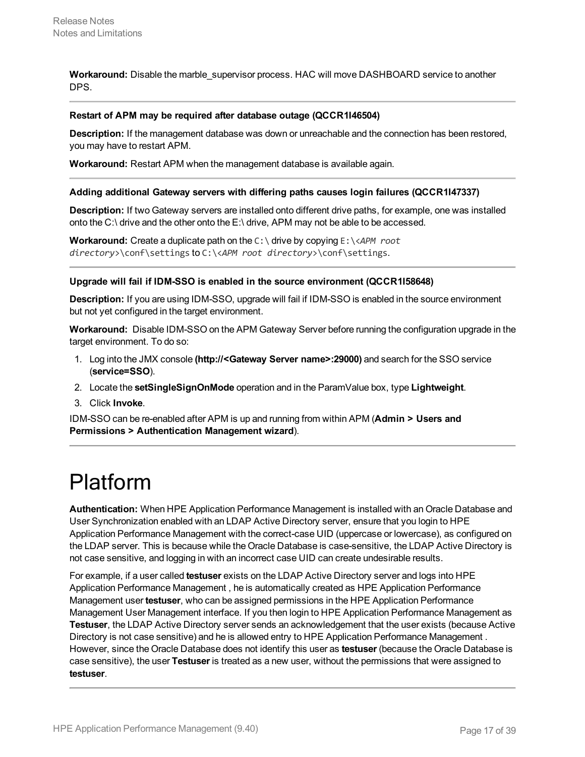**Workaround:** Disable the marble_supervisor process. HAC will move DASHBOARD service to another DPS.

---

**Restart of APM may be required after database outage (QCCR1I46504)**

**Description:** If the management database was down or unreachable and the connection has been restored, you may have to restart APM.

**Workaround:** Restart APM when the management database is available again.

---

**Adding additional Gateway servers with differing paths causes login failures (QCCR1I47337)**

**Description:** If two Gateway servers are installed onto different drive paths, for example, one was installed onto the C:\ drive and the other onto the E:\ drive, APM may not be able to be accessed.

**Workaround:** Create a duplicate path on the `C:\` drive by copying `E:\<APM root directory>\conf\settings` to `C:\<APM root directory>\conf\settings`.

---

**Upgrade will fail if IDM-SSO is enabled in the source environment (QCCR1I58648)**

**Description:** If you are using IDM-SSO, upgrade will fail if IDM-SSO is enabled in the source environment but not yet configured in the target environment.

**Workaround:** Disable IDM-SSO on the APM Gateway Server before running the configuration upgrade in the target environment. To do so:

1. Log into the JMX console **(http://<Gateway Server name>:29000)** and search for the SSO service (**service=SSO**).
2. Locate the **setSingleSignOnMode** operation and in the ParamValue box, type **Lightweight**.
3. Click **Invoke**.

IDM-SSO can be re-enabled after APM is up and running from within APM (**Admin > Users and Permissions > Authentication Management wizard**).

---

# Platform

**Authentication:** When HPE Application Performance Management is installed with an Oracle Database and User Synchronization enabled with an LDAP Active Directory server, ensure that you login to HPE Application Performance Management with the correct-case UID (uppercase or lowercase), as configured on the LDAP server. This is because while the Oracle Database is case-sensitive, the LDAP Active Directory is not case sensitive, and logging in with an incorrect case UID can create undesirable results.

For example, if a user called **testuser** exists on the LDAP Active Directory server and logs into HPE Application Performance Management , he is automatically created as HPE Application Performance Management user **testuser**, who can be assigned permissions in the HPE Application Performance Management User Management interface. If you then login to HPE Application Performance Management as **Testuser**, the LDAP Active Directory server sends an acknowledgement that the user exists (because Active Directory is not case sensitive) and he is allowed entry to HPE Application Performance Management . However, since the Oracle Database does not identify this user as **testuser** (because the Oracle Database is case sensitive), the user **Testuser** is treated as a new user, without the permissions that were assigned to **testuser**.

---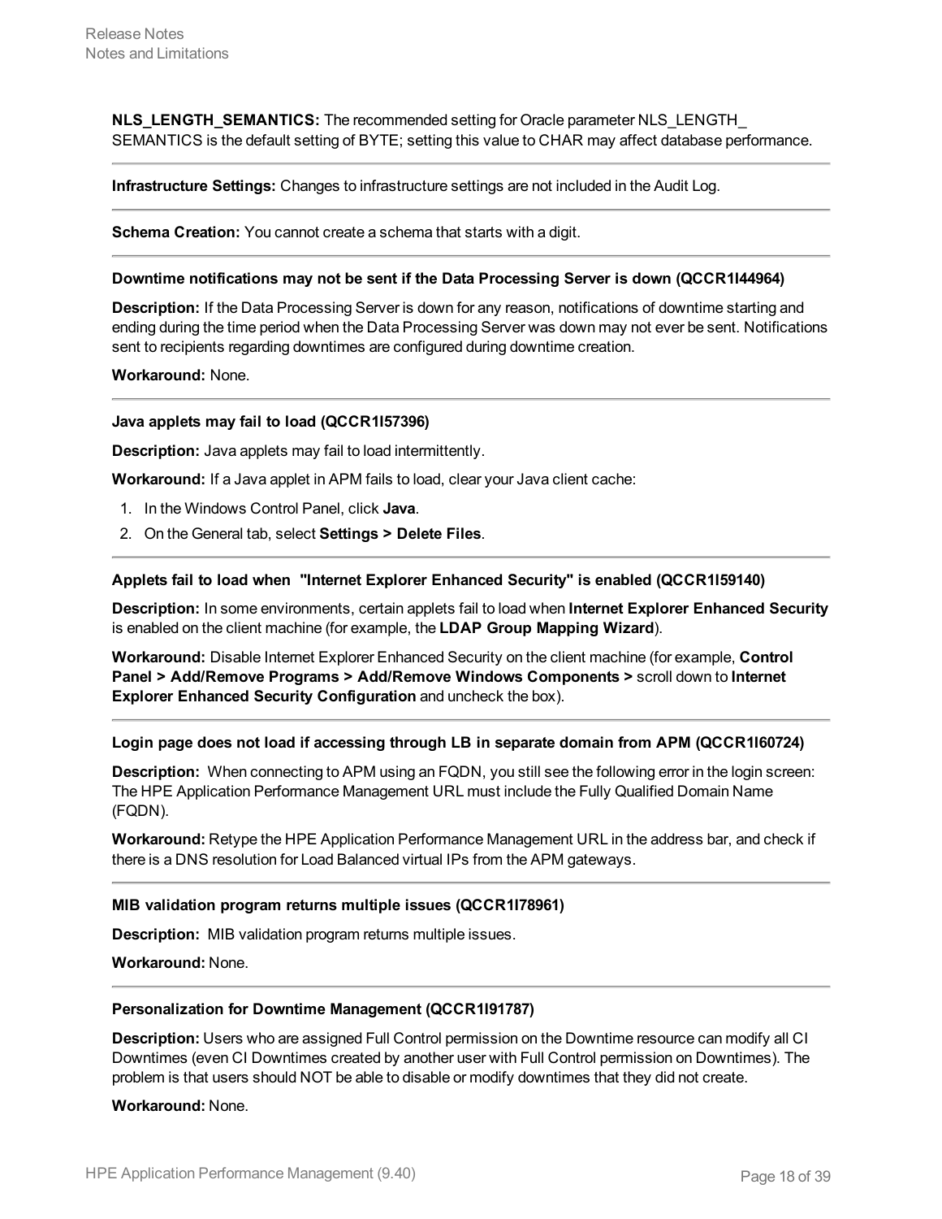**NLS_LENGTH_SEMANTICS:** The recommended setting for Oracle parameter NLS_LENGTH_ SEMANTICS is the default setting of BYTE; setting this value to CHAR may affect database performance.

---

**Infrastructure Settings:** Changes to infrastructure settings are not included in the Audit Log.

---

**Schema Creation:** You cannot create a schema that starts with a digit.

---

**Downtime notifications may not be sent if the Data Processing Server is down (QCCR1I44964)**

**Description:** If the Data Processing Server is down for any reason, notifications of downtime starting and ending during the time period when the Data Processing Server was down may not ever be sent. Notifications sent to recipients regarding downtimes are configured during downtime creation.

**Workaround:** None.

---

**Java applets may fail to load (QCCR1I57396)**

**Description:** Java applets may fail to load intermittently.

**Workaround:** If a Java applet in APM fails to load, clear your Java client cache:

1. In the Windows Control Panel, click **Java**.
2. On the General tab, select **Settings > Delete Files**.

---

**Applets fail to load when "Internet Explorer Enhanced Security" is enabled (QCCR1I59140)**

**Description:** In some environments, certain applets fail to load when **Internet Explorer Enhanced Security** is enabled on the client machine (for example, the **LDAP Group Mapping Wizard**).

**Workaround:** Disable Internet Explorer Enhanced Security on the client machine (for example, **Control Panel > Add/Remove Programs > Add/Remove Windows Components >** scroll down to **Internet Explorer Enhanced Security Configuration** and uncheck the box).

---

**Login page does not load if accessing through LB in separate domain from APM (QCCR1I60724)**

**Description:** When connecting to APM using an FQDN, you still see the following error in the login screen: The HPE Application Performance Management URL must include the Fully Qualified Domain Name (FQDN).

**Workaround:** Retype the HPE Application Performance Management URL in the address bar, and check if there is a DNS resolution for Load Balanced virtual IPs from the APM gateways.

---

**MIB validation program returns multiple issues (QCCR1I78961)**

**Description:** MIB validation program returns multiple issues.

**Workaround:** None.

---

**Personalization for Downtime Management (QCCR1I91787)**

**Description:** Users who are assigned Full Control permission on the Downtime resource can modify all CI Downtimes (even CI Downtimes created by another user with Full Control permission on Downtimes). The problem is that users should NOT be able to disable or modify downtimes that they did not create.

**Workaround:** None.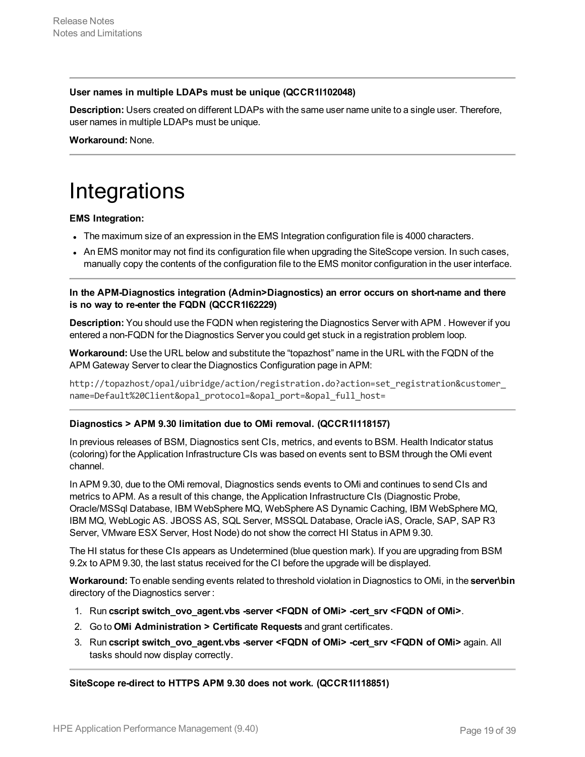**User names in multiple LDAPs must be unique (QCCR1I102048)**

**Description:** Users created on different LDAPs with the same user name unite to a single user. Therefore, user names in multiple LDAPs must be unique.

**Workaround:** None.

---

# Integrations

**EMS Integration:**

- The maximum size of an expression in the EMS Integration configuration file is 4000 characters.
- An EMS monitor may not find its configuration file when upgrading the SiteScope version. In such cases, manually copy the contents of the configuration file to the EMS monitor configuration in the user interface.

---

**In the APM-Diagnostics integration (Admin>Diagnostics) an error occurs on short-name and there is no way to re-enter the FQDN (QCCR1I62229)**

**Description:** You should use the FQDN when registering the Diagnostics Server with APM . However if you entered a non-FQDN for the Diagnostics Server you could get stuck in a registration problem loop.

**Workaround:** Use the URL below and substitute the "topazhost" name in the URL with the FQDN of the APM Gateway Server to clear the Diagnostics Configuration page in APM:

```
http://topazhost/opal/uibridge/action/registration.do?action=set_registration&customer_name=Default%20Client&opal_protocol=&opal_port=&opal_full_host=
```

---

**Diagnostics > APM 9.30 limitation due to OMi removal. (QCCR1I118157)**

In previous releases of BSM, Diagnostics sent CIs, metrics, and events to BSM. Health Indicator status (coloring) for the Application Infrastructure CIs was based on events sent to BSM through the OMi event channel.

In APM 9.30, due to the OMi removal, Diagnostics sends events to OMi and continues to send CIs and metrics to APM. As a result of this change, the Application Infrastructure CIs (Diagnostic Probe, Oracle/MSSql Database, IBM WebSphere MQ, WebSphere AS Dynamic Caching, IBM WebSphere MQ, IBM MQ, WebLogic AS. JBOSS AS, SQL Server, MSSQL Database, Oracle iAS, Oracle, SAP, SAP R3 Server, VMware ESX Server, Host Node) do not show the correct HI Status in APM 9.30.

The HI status for these CIs appears as Undetermined (blue question mark). If you are upgrading from BSM 9.2x to APM 9.30, the last status received for the CI before the upgrade will be displayed.

**Workaround:** To enable sending events related to threshold violation in Diagnostics to OMi, in the **server\bin** directory of the Diagnostics server :

1. Run **cscript switch_ovo_agent.vbs -server <FQDN of OMi> -cert_srv <FQDN of OMi>**.
2. Go to **OMi Administration > Certificate Requests** and grant certificates.
3. Run **cscript switch_ovo_agent.vbs -server <FQDN of OMi> -cert_srv <FQDN of OMi>** again. All tasks should now display correctly.

---

**SiteScope re-direct to HTTPS APM 9.30 does not work. (QCCR1I118851)**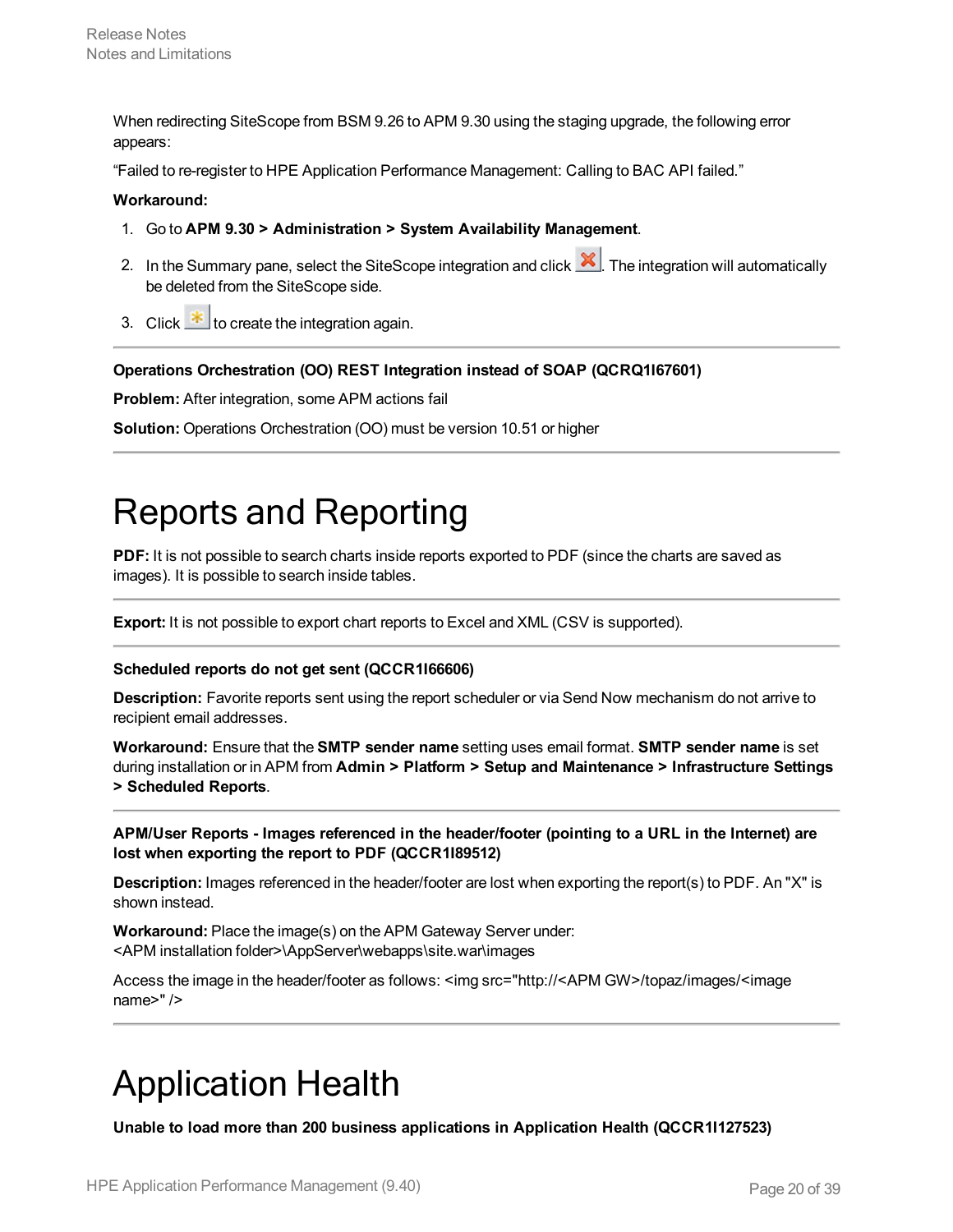When redirecting SiteScope from BSM 9.26 to APM 9.30 using the staging upgrade, the following error appears:

“Failed to re-register to HPE Application Performance Management: Calling to BAC API failed.”

**Workaround:**

1. Go to **APM 9.30 > Administration > System Availability Management**.
2. In the Summary pane, select the SiteScope integration and click . The integration will automatically be deleted from the SiteScope side.
3. Click  to create the integration again.

---

**Operations Orchestration (OO) REST Integration instead of SOAP (QCRQ1I67601)**

**Problem:** After integration, some APM actions fail

**Solution:** Operations Orchestration (OO) must be version 10.51 or higher

---

# Reports and Reporting

**PDF:** It is not possible to search charts inside reports exported to PDF (since the charts are saved as images). It is possible to search inside tables.

---

**Export:** It is not possible to export chart reports to Excel and XML (CSV is supported).

---

**Scheduled reports do not get sent (QCCR1I66606)**

**Description:** Favorite reports sent using the report scheduler or via Send Now mechanism do not arrive to recipient email addresses.

**Workaround:** Ensure that the **SMTP sender name** setting uses email format. **SMTP sender name** is set during installation or in APM from **Admin > Platform > Setup and Maintenance > Infrastructure Settings > Scheduled Reports**.

---

**APM/User Reports - Images referenced in the header/footer (pointing to a URL in the Internet) are lost when exporting the report to PDF (QCCR1I89512)**

**Description:** Images referenced in the header/footer are lost when exporting the report(s) to PDF. An "X" is shown instead.

**Workaround:** Place the image(s) on the APM Gateway Server under:
<APM installation folder>\AppServer\webapps\site.war\images

Access the image in the header/footer as follows: <img src="http://<APM GW>/topaz/images/<image name>" />

---

# Application Health

**Unable to load more than 200 business applications in Application Health (QCCR1I127523)**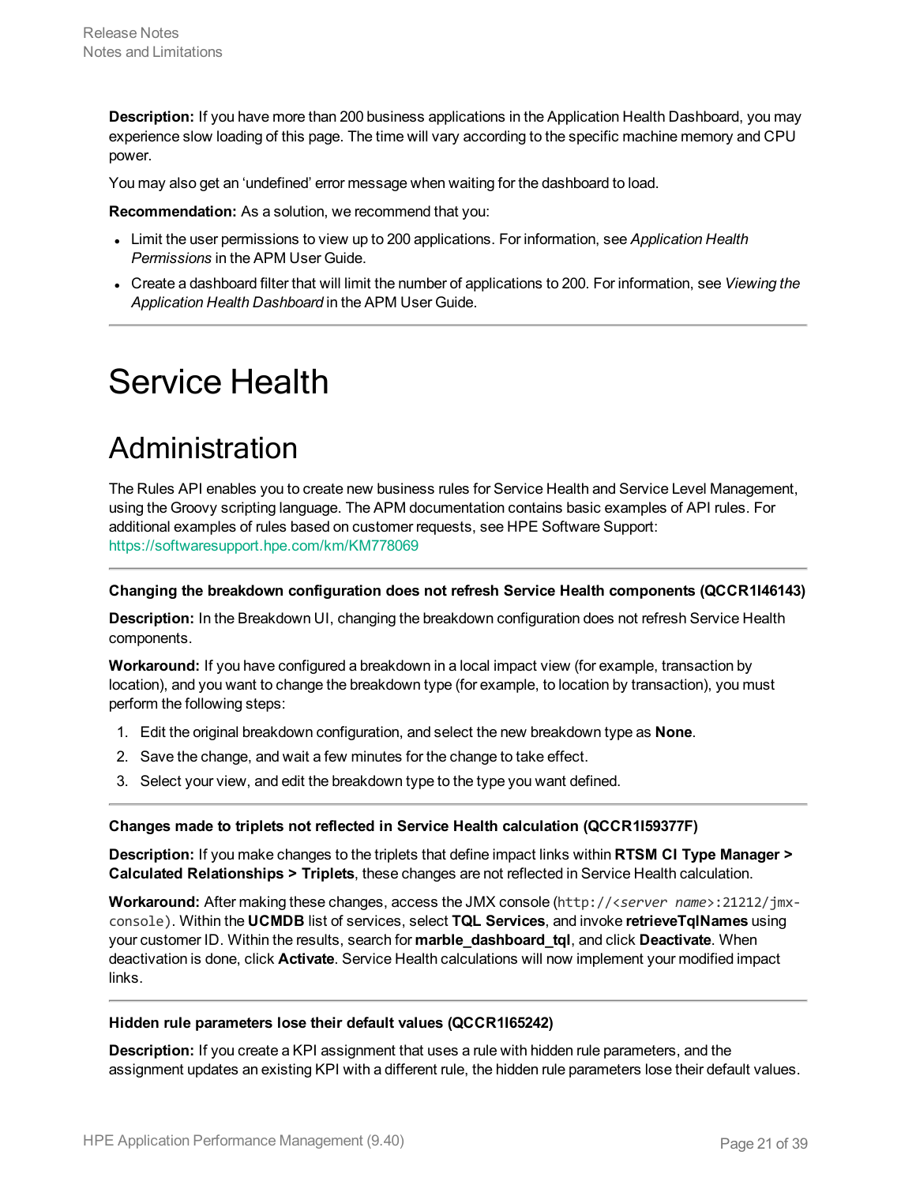**Description:** If you have more than 200 business applications in the Application Health Dashboard, you may experience slow loading of this page. The time will vary according to the specific machine memory and CPU power.

You may also get an 'undefined' error message when waiting for the dashboard to load.

**Recommendation:** As a solution, we recommend that you:

- Limit the user permissions to view up to 200 applications. For information, see *Application Health Permissions* in the APM User Guide.
- Create a dashboard filter that will limit the number of applications to 200. For information, see *Viewing the Application Health Dashboard* in the APM User Guide.

---

# Service Health

## Administration

The Rules API enables you to create new business rules for Service Health and Service Level Management, using the Groovy scripting language. The APM documentation contains basic examples of API rules. For additional examples of rules based on customer requests, see HPE Software Support: https://softwaresupport.hpe.com/km/KM778069

---

#### Changing the breakdown configuration does not refresh Service Health components (QCCR1I46143)

**Description:** In the Breakdown UI, changing the breakdown configuration does not refresh Service Health components.

**Workaround:** If you have configured a breakdown in a local impact view (for example, transaction by location), and you want to change the breakdown type (for example, to location by transaction), you must perform the following steps:

1. Edit the original breakdown configuration, and select the new breakdown type as **None**.
2. Save the change, and wait a few minutes for the change to take effect.
3. Select your view, and edit the breakdown type to the type you want defined.

---

#### Changes made to triplets not reflected in Service Health calculation (QCCR1I59377F)

**Description:** If you make changes to the triplets that define impact links within **RTSM CI Type Manager > Calculated Relationships > Triplets**, these changes are not reflected in Service Health calculation.

**Workaround:** After making these changes, access the JMX console (`http://<server name>:21212/jmx-console`). Within the **UCMDB** list of services, select **TQL Services**, and invoke **retrieveTqlNames** using your customer ID. Within the results, search for **marble_dashboard_tql**, and click **Deactivate**. When deactivation is done, click **Activate**. Service Health calculations will now implement your modified impact links.

---

#### Hidden rule parameters lose their default values (QCCR1I65242)

**Description:** If you create a KPI assignment that uses a rule with hidden rule parameters, and the assignment updates an existing KPI with a different rule, the hidden rule parameters lose their default values.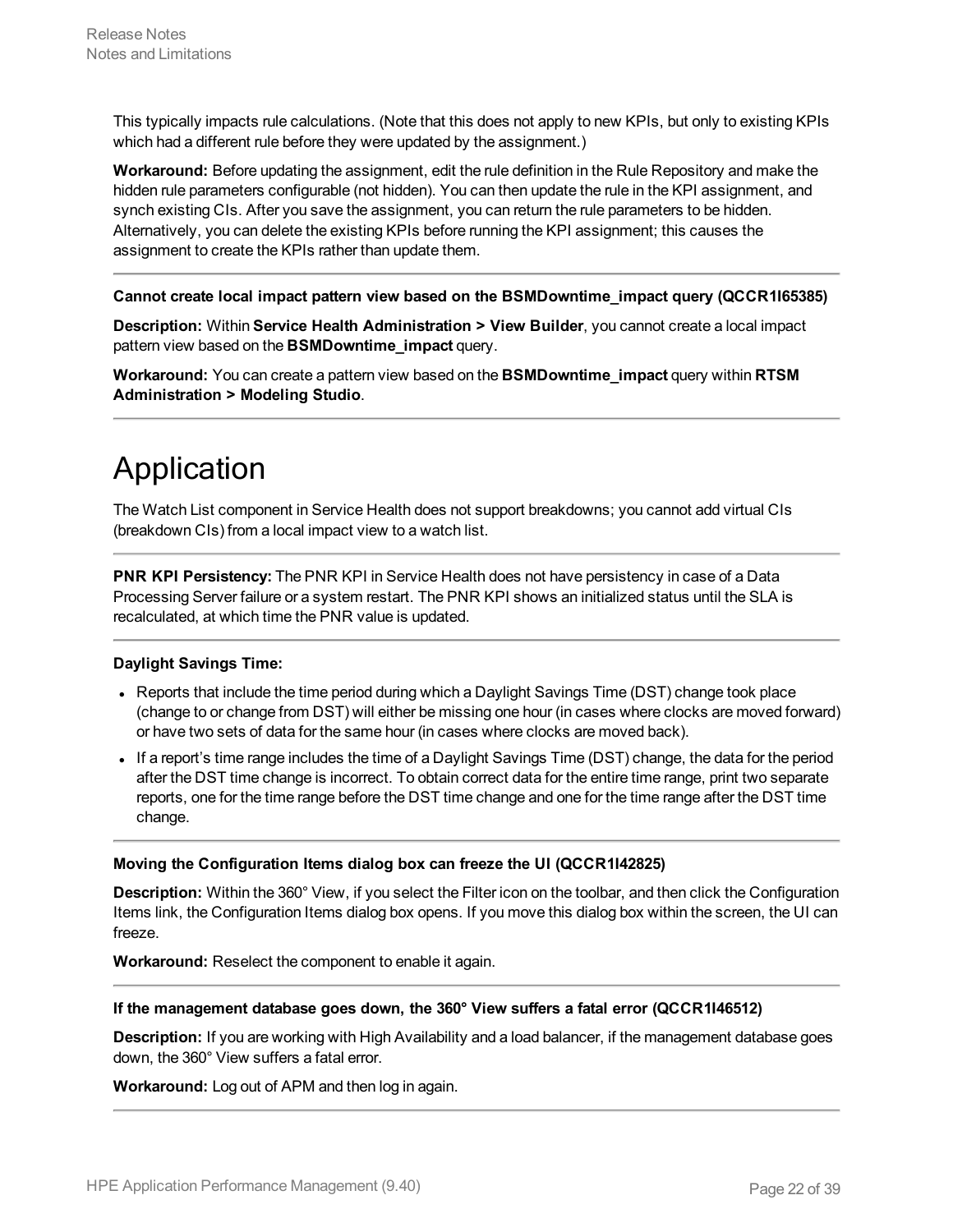This typically impacts rule calculations. (Note that this does not apply to new KPIs, but only to existing KPIs which had a different rule before they were updated by the assignment.)

**Workaround:** Before updating the assignment, edit the rule definition in the Rule Repository and make the hidden rule parameters configurable (not hidden). You can then update the rule in the KPI assignment, and synch existing CIs. After you save the assignment, you can return the rule parameters to be hidden. Alternatively, you can delete the existing KPIs before running the KPI assignment; this causes the assignment to create the KPIs rather than update them.

---

**Cannot create local impact pattern view based on the BSMDowntime_impact query (QCCR1I65385)**

**Description:** Within **Service Health Administration > View Builder**, you cannot create a local impact pattern view based on the **BSMDowntime_impact** query.

**Workaround:** You can create a pattern view based on the **BSMDowntime_impact** query within **RTSM Administration > Modeling Studio**.

---

# Application

The Watch List component in Service Health does not support breakdowns; you cannot add virtual CIs (breakdown CIs) from a local impact view to a watch list.

---

**PNR KPI Persistency:** The PNR KPI in Service Health does not have persistency in case of a Data Processing Server failure or a system restart. The PNR KPI shows an initialized status until the SLA is recalculated, at which time the PNR value is updated.

---

**Daylight Savings Time:**

- Reports that include the time period during which a Daylight Savings Time (DST) change took place (change to or change from DST) will either be missing one hour (in cases where clocks are moved forward) or have two sets of data for the same hour (in cases where clocks are moved back).
- If a report's time range includes the time of a Daylight Savings Time (DST) change, the data for the period after the DST time change is incorrect. To obtain correct data for the entire time range, print two separate reports, one for the time range before the DST time change and one for the time range after the DST time change.

---

**Moving the Configuration Items dialog box can freeze the UI (QCCR1I42825)**

**Description:** Within the 360° View, if you select the Filter icon on the toolbar, and then click the Configuration Items link, the Configuration Items dialog box opens. If you move this dialog box within the screen, the UI can freeze.

**Workaround:** Reselect the component to enable it again.

---

**If the management database goes down, the 360° View suffers a fatal error (QCCR1I46512)**

**Description:** If you are working with High Availability and a load balancer, if the management database goes down, the 360° View suffers a fatal error.

**Workaround:** Log out of APM and then log in again.

---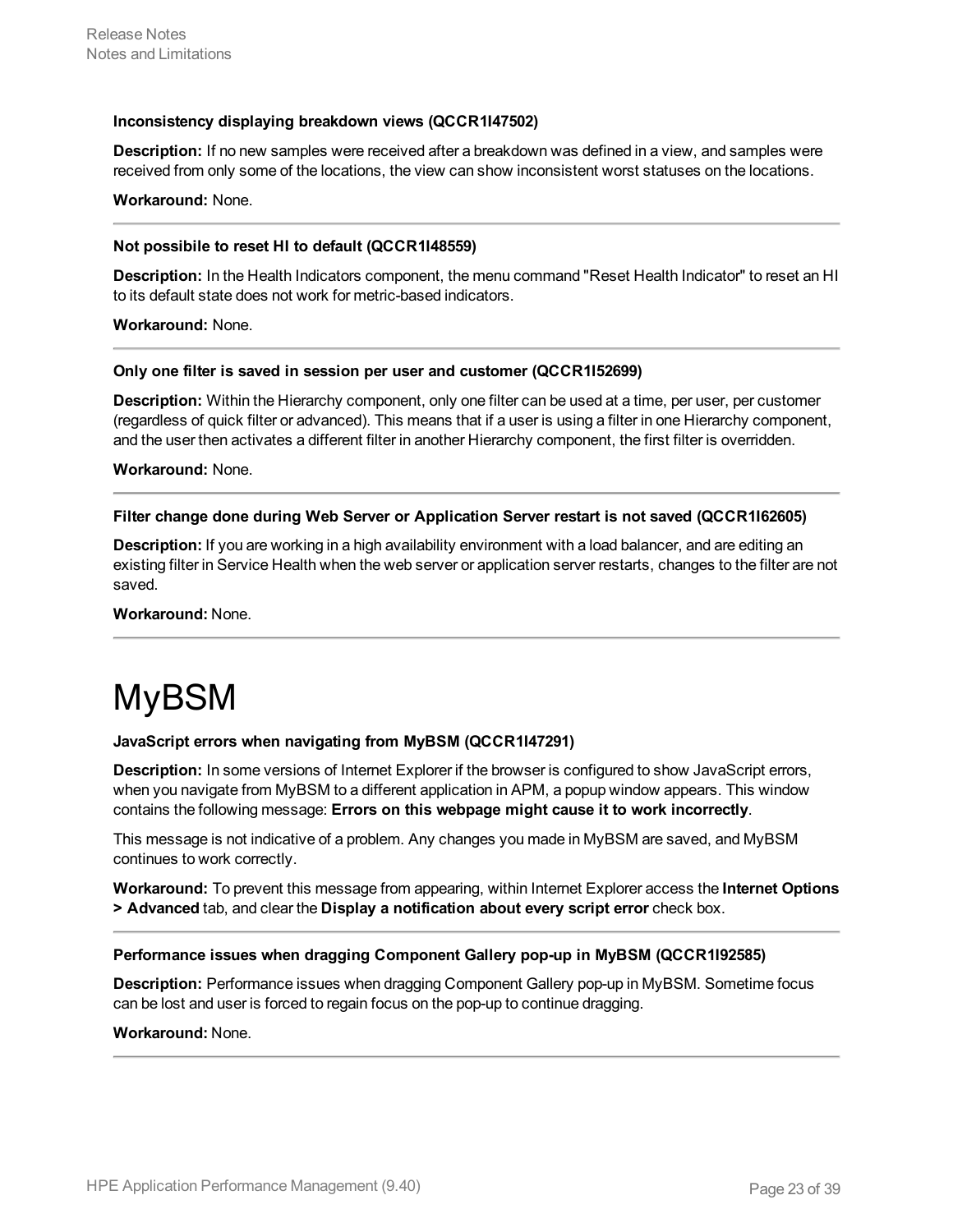**Inconsistency displaying breakdown views (QCCR1I47502)**

**Description:** If no new samples were received after a breakdown was defined in a view, and samples were received from only some of the locations, the view can show inconsistent worst statuses on the locations.

**Workaround:** None.

---

**Not possibile to reset HI to default (QCCR1I48559)**

**Description:** In the Health Indicators component, the menu command "Reset Health Indicator" to reset an HI to its default state does not work for metric-based indicators.

**Workaround:** None.

---

**Only one filter is saved in session per user and customer (QCCR1I52699)**

**Description:** Within the Hierarchy component, only one filter can be used at a time, per user, per customer (regardless of quick filter or advanced). This means that if a user is using a filter in one Hierarchy component, and the user then activates a different filter in another Hierarchy component, the first filter is overridden.

**Workaround:** None.

---

**Filter change done during Web Server or Application Server restart is not saved (QCCR1I62605)**

**Description:** If you are working in a high availability environment with a load balancer, and are editing an existing filter in Service Health when the web server or application server restarts, changes to the filter are not saved.

**Workaround:** None.

---

# MyBSM

**JavaScript errors when navigating from MyBSM (QCCR1I47291)**

**Description:** In some versions of Internet Explorer if the browser is configured to show JavaScript errors, when you navigate from MyBSM to a different application in APM, a popup window appears. This window contains the following message: **Errors on this webpage might cause it to work incorrectly**.

This message is not indicative of a problem. Any changes you made in MyBSM are saved, and MyBSM continues to work correctly.

**Workaround:** To prevent this message from appearing, within Internet Explorer access the **Internet Options > Advanced** tab, and clear the **Display a notification about every script error** check box.

---

**Performance issues when dragging Component Gallery pop-up in MyBSM (QCCR1I92585)**

**Description:** Performance issues when dragging Component Gallery pop-up in MyBSM. Sometime focus can be lost and user is forced to regain focus on the pop-up to continue dragging.

**Workaround:** None.

---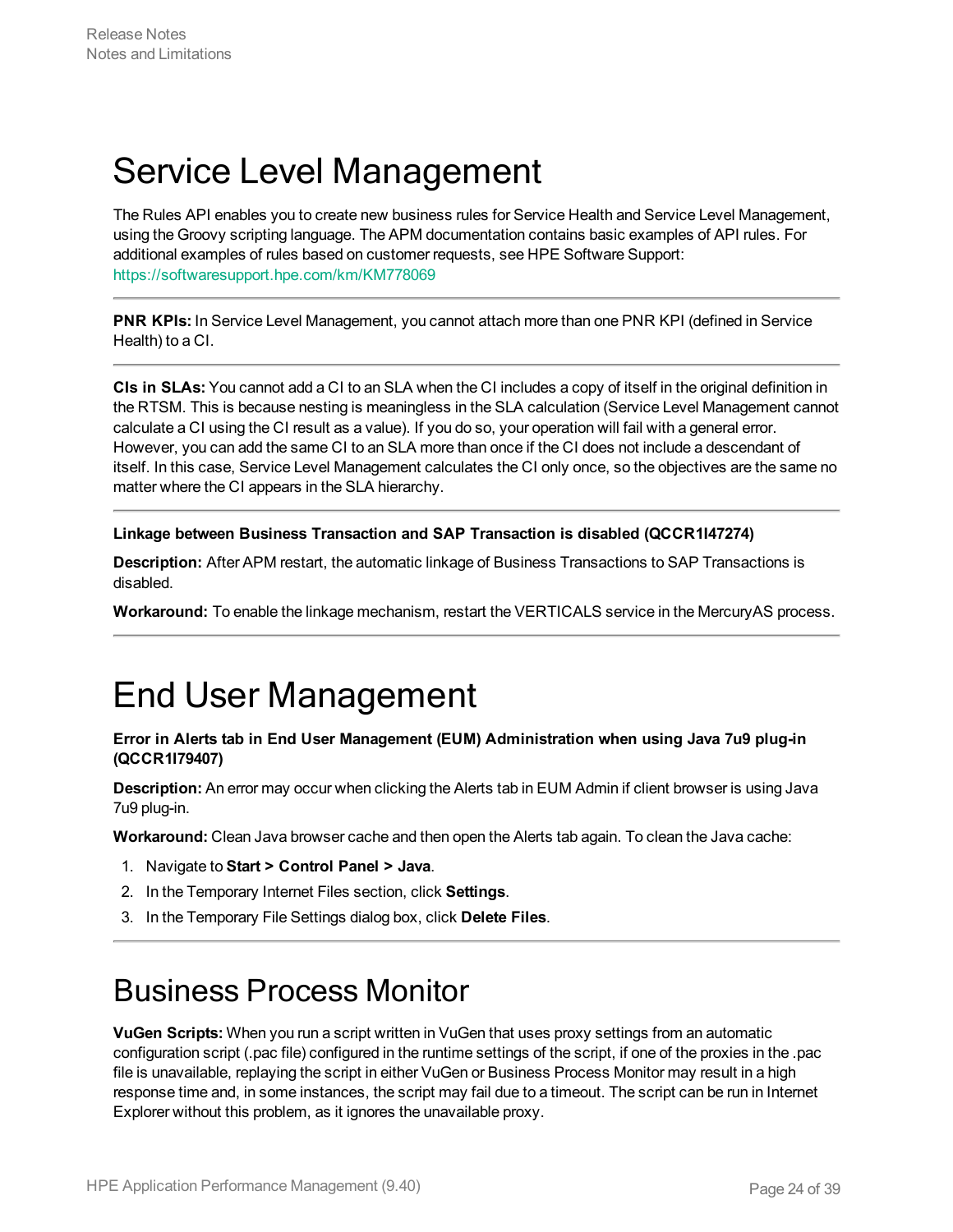# Service Level Management

The Rules API enables you to create new business rules for Service Health and Service Level Management, using the Groovy scripting language. The APM documentation contains basic examples of API rules. For additional examples of rules based on customer requests, see HPE Software Support: https://softwaresupport.hpe.com/km/KM778069

---

**PNR KPIs:** In Service Level Management, you cannot attach more than one PNR KPI (defined in Service Health) to a CI.

---

**CIs in SLAs:** You cannot add a CI to an SLA when the CI includes a copy of itself in the original definition in the RTSM. This is because nesting is meaningless in the SLA calculation (Service Level Management cannot calculate a CI using the CI result as a value). If you do so, your operation will fail with a general error. However, you can add the same CI to an SLA more than once if the CI does not include a descendant of itself. In this case, Service Level Management calculates the CI only once, so the objectives are the same no matter where the CI appears in the SLA hierarchy.

---

**Linkage between Business Transaction and SAP Transaction is disabled (QCCR1I47274)**

**Description:** After APM restart, the automatic linkage of Business Transactions to SAP Transactions is disabled.

**Workaround:** To enable the linkage mechanism, restart the VERTICALS service in the MercuryAS process.

---

# End User Management

**Error in Alerts tab in End User Management (EUM) Administration when using Java 7u9 plug-in (QCCR1I79407)**

**Description:** An error may occur when clicking the Alerts tab in EUM Admin if client browser is using Java 7u9 plug-in.

**Workaround:** Clean Java browser cache and then open the Alerts tab again. To clean the Java cache:

1. Navigate to **Start > Control Panel > Java**.
2. In the Temporary Internet Files section, click **Settings**.
3. In the Temporary File Settings dialog box, click **Delete Files**.

---

# Business Process Monitor

**VuGen Scripts:** When you run a script written in VuGen that uses proxy settings from an automatic configuration script (.pac file) configured in the runtime settings of the script, if one of the proxies in the .pac file is unavailable, replaying the script in either VuGen or Business Process Monitor may result in a high response time and, in some instances, the script may fail due to a timeout. The script can be run in Internet Explorer without this problem, as it ignores the unavailable proxy.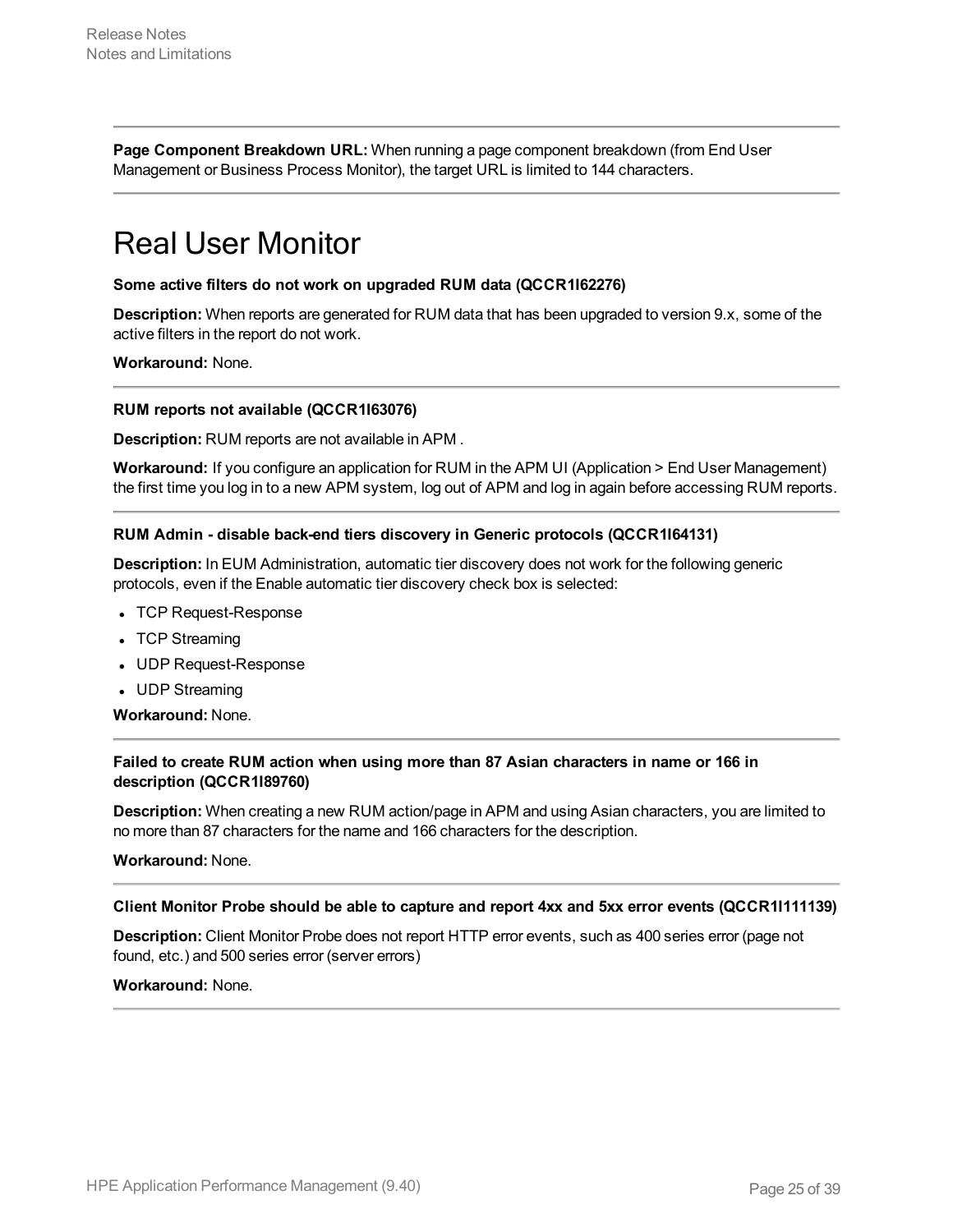**Page Component Breakdown URL:** When running a page component breakdown (from End User Management or Business Process Monitor), the target URL is limited to 144 characters.

---

# Real User Monitor

**Some active filters do not work on upgraded RUM data (QCCR1I62276)**

**Description:** When reports are generated for RUM data that has been upgraded to version 9.x, some of the active filters in the report do not work.

**Workaround:** None.

---

**RUM reports not available (QCCR1I63076)**

**Description:** RUM reports are not available in APM .

**Workaround:** If you configure an application for RUM in the APM UI (Application > End User Management) the first time you log in to a new APM system, log out of APM and log in again before accessing RUM reports.

---

**RUM Admin - disable back-end tiers discovery in Generic protocols (QCCR1I64131)**

**Description:** In EUM Administration, automatic tier discovery does not work for the following generic protocols, even if the Enable automatic tier discovery check box is selected:

- TCP Request-Response
- TCP Streaming
- UDP Request-Response
- UDP Streaming

**Workaround:** None.

---

**Failed to create RUM action when using more than 87 Asian characters in name or 166 in description (QCCR1I89760)**

**Description:** When creating a new RUM action/page in APM and using Asian characters, you are limited to no more than 87 characters for the name and 166 characters for the description.

**Workaround:** None.

---

**Client Monitor Probe should be able to capture and report 4xx and 5xx error events (QCCR1I111139)**

**Description:** Client Monitor Probe does not report HTTP error events, such as 400 series error (page not found, etc.) and 500 series error (server errors)

**Workaround:** None.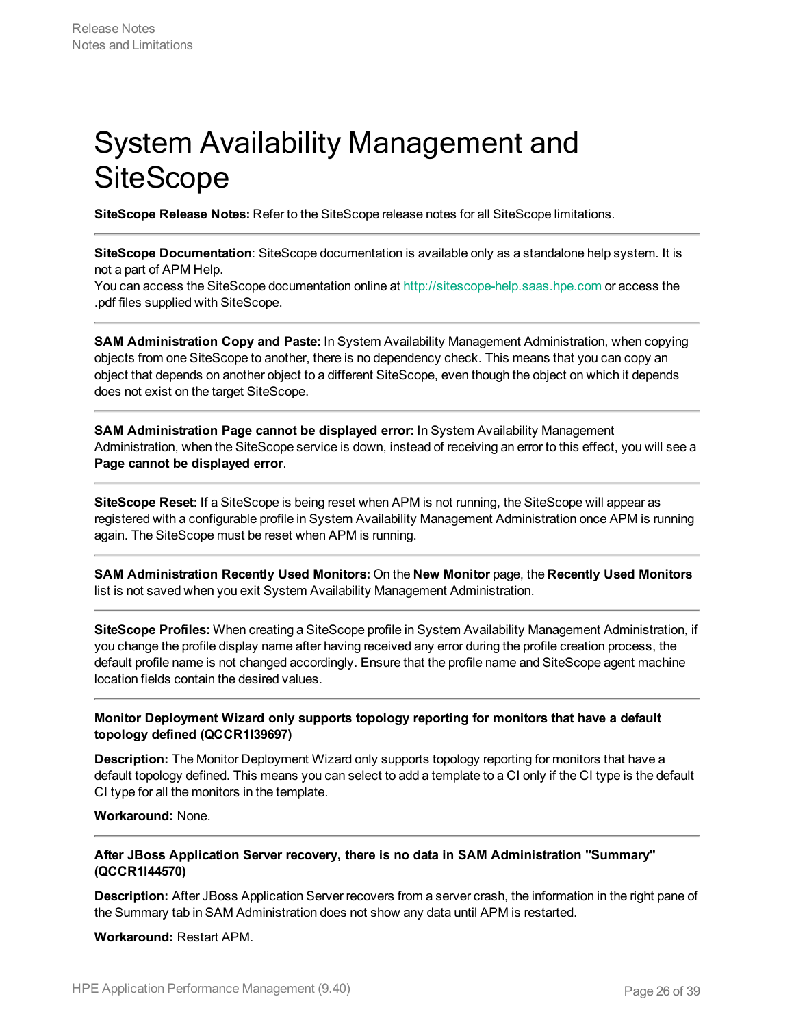# System Availability Management and SiteScope

**SiteScope Release Notes:** Refer to the SiteScope release notes for all SiteScope limitations.

---

**SiteScope Documentation**: SiteScope documentation is available only as a standalone help system. It is not a part of APM Help.
You can access the SiteScope documentation online at http://sitescope-help.saas.hpe.com or access the .pdf files supplied with SiteScope.

---

**SAM Administration Copy and Paste:** In System Availability Management Administration, when copying objects from one SiteScope to another, there is no dependency check. This means that you can copy an object that depends on another object to a different SiteScope, even though the object on which it depends does not exist on the target SiteScope.

---

**SAM Administration Page cannot be displayed error:** In System Availability Management Administration, when the SiteScope service is down, instead of receiving an error to this effect, you will see a **Page cannot be displayed error**.

---

**SiteScope Reset:** If a SiteScope is being reset when APM is not running, the SiteScope will appear as registered with a configurable profile in System Availability Management Administration once APM is running again. The SiteScope must be reset when APM is running.

---

**SAM Administration Recently Used Monitors:** On the **New Monitor** page, the **Recently Used Monitors** list is not saved when you exit System Availability Management Administration.

---

**SiteScope Profiles:** When creating a SiteScope profile in System Availability Management Administration, if you change the profile display name after having received any error during the profile creation process, the default profile name is not changed accordingly. Ensure that the profile name and SiteScope agent machine location fields contain the desired values.

---

**Monitor Deployment Wizard only supports topology reporting for monitors that have a default topology defined (QCCR1I39697)**

**Description:** The Monitor Deployment Wizard only supports topology reporting for monitors that have a default topology defined. This means you can select to add a template to a CI only if the CI type is the default CI type for all the monitors in the template.

**Workaround:** None.

---

**After JBoss Application Server recovery, there is no data in SAM Administration "Summary" (QCCR1I44570)**

**Description:** After JBoss Application Server recovers from a server crash, the information in the right pane of the Summary tab in SAM Administration does not show any data until APM is restarted.

**Workaround:** Restart APM.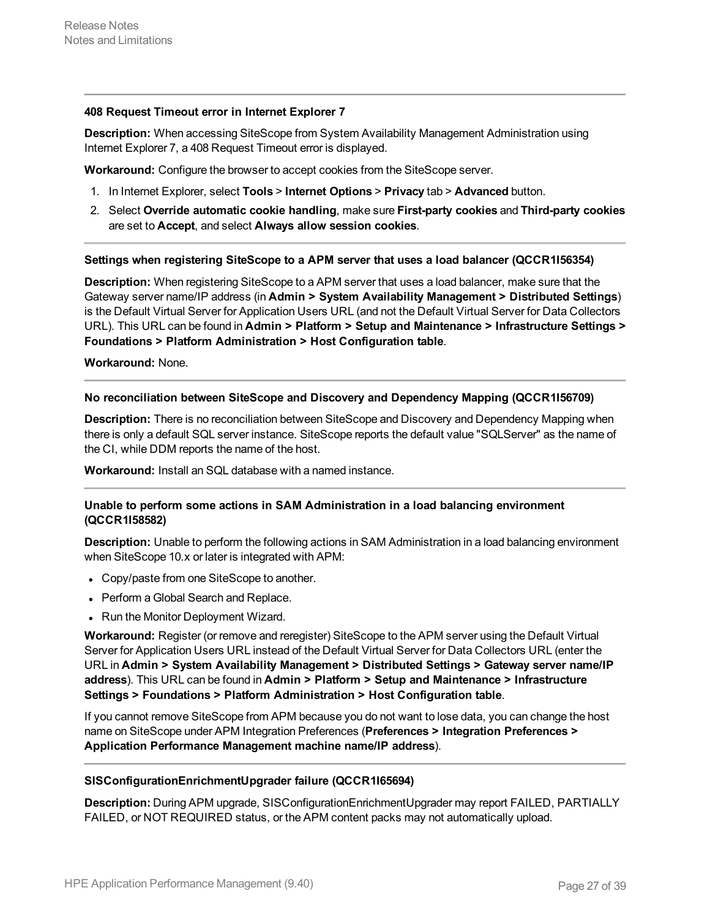---

#### 408 Request Timeout error in Internet Explorer 7

**Description:** When accessing SiteScope from System Availability Management Administration using Internet Explorer 7, a 408 Request Timeout error is displayed.

**Workaround:** Configure the browser to accept cookies from the SiteScope server.

1. In Internet Explorer, select **Tools** > **Internet Options** > **Privacy** tab > **Advanced** button.
2. Select **Override automatic cookie handling**, make sure **First-party cookies** and **Third-party cookies** are set to **Accept**, and select **Always allow session cookies**.

---

#### Settings when registering SiteScope to a APM server that uses a load balancer (QCCR1I56354)

**Description:** When registering SiteScope to a APM server that uses a load balancer, make sure that the Gateway server name/IP address (in **Admin > System Availability Management > Distributed Settings**) is the Default Virtual Server for Application Users URL (and not the Default Virtual Server for Data Collectors URL). This URL can be found in **Admin > Platform > Setup and Maintenance > Infrastructure Settings > Foundations > Platform Administration > Host Configuration table**.

**Workaround:** None.

---

#### No reconciliation between SiteScope and Discovery and Dependency Mapping (QCCR1I56709)

**Description:** There is no reconciliation between SiteScope and Discovery and Dependency Mapping when there is only a default SQL server instance. SiteScope reports the default value "SQLServer" as the name of the CI, while DDM reports the name of the host.

**Workaround:** Install an SQL database with a named instance.

---

#### Unable to perform some actions in SAM Administration in a load balancing environment (QCCR1I58582)

**Description:** Unable to perform the following actions in SAM Administration in a load balancing environment when SiteScope 10.x or later is integrated with APM:

- Copy/paste from one SiteScope to another.
- Perform a Global Search and Replace.
- Run the Monitor Deployment Wizard.

**Workaround:** Register (or remove and reregister) SiteScope to the APM server using the Default Virtual Server for Application Users URL instead of the Default Virtual Server for Data Collectors URL (enter the URL in **Admin > System Availability Management > Distributed Settings > Gateway server name/IP address**). This URL can be found in **Admin > Platform > Setup and Maintenance > Infrastructure Settings > Foundations > Platform Administration > Host Configuration table**.

If you cannot remove SiteScope from APM because you do not want to lose data, you can change the host name on SiteScope under APM Integration Preferences (**Preferences > Integration Preferences > Application Performance Management machine name/IP address**).

---

#### SISConfigurationEnrichmentUpgrader failure (QCCR1I65694)

**Description:** During APM upgrade, SISConfigurationEnrichmentUpgrader may report FAILED, PARTIALLY FAILED, or NOT REQUIRED status, or the APM content packs may not automatically upload.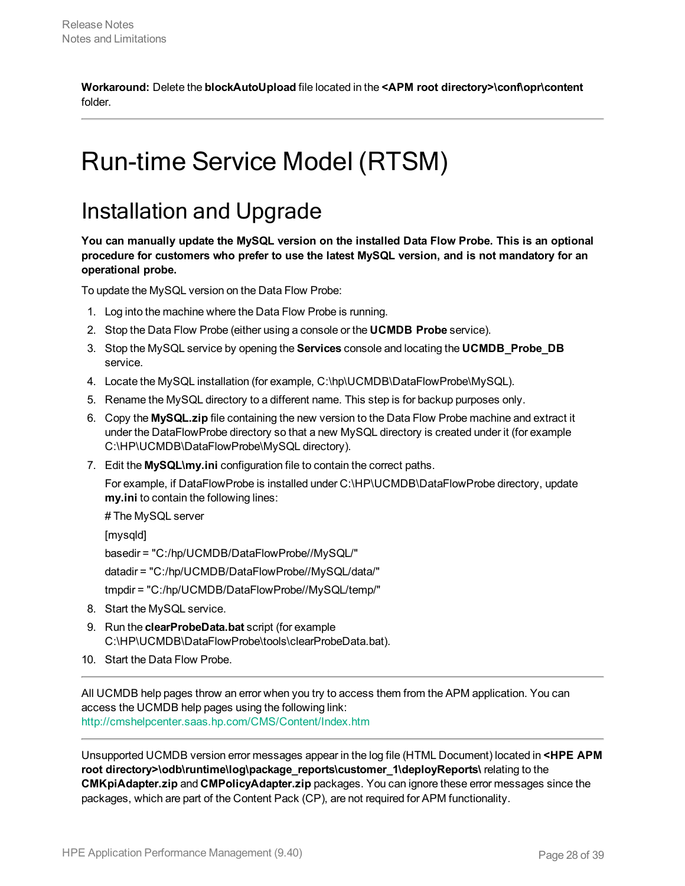**Workaround:** Delete the **blockAutoUpload** file located in the **<APM root directory>\conf\opr\content** folder.

---

# Run-time Service Model (RTSM)

## Installation and Upgrade

**You can manually update the MySQL version on the installed Data Flow Probe. This is an optional procedure for customers who prefer to use the latest MySQL version, and is not mandatory for an operational probe.**

To update the MySQL version on the Data Flow Probe:

1. Log into the machine where the Data Flow Probe is running.
2. Stop the Data Flow Probe (either using a console or the **UCMDB Probe** service).
3. Stop the MySQL service by opening the **Services** console and locating the **UCMDB_Probe_DB** service.
4. Locate the MySQL installation (for example, C:\hp\UCMDB\DataFlowProbe\MySQL).
5. Rename the MySQL directory to a different name. This step is for backup purposes only.
6. Copy the **MySQL.zip** file containing the new version to the Data Flow Probe machine and extract it under the DataFlowProbe directory so that a new MySQL directory is created under it (for example C:\HP\UCMDB\DataFlowProbe\MySQL directory).
7. Edit the **MySQL\my.ini** configuration file to contain the correct paths.

   For example, if DataFlowProbe is installed under C:\HP\UCMDB\DataFlowProbe directory, update **my.ini** to contain the following lines:

   # The MySQL server

   [mysqld]

   basedir = "C:/hp/UCMDB/DataFlowProbe//MySQL/"

   datadir = "C:/hp/UCMDB/DataFlowProbe//MySQL/data/"

   tmpdir = "C:/hp/UCMDB/DataFlowProbe//MySQL/temp/"
8. Start the MySQL service.
9. Run the **clearProbeData.bat** script (for example C:\HP\UCMDB\DataFlowProbe\tools\clearProbeData.bat).
10. Start the Data Flow Probe.

---

All UCMDB help pages throw an error when you try to access them from the APM application. You can access the UCMDB help pages using the following link: http://cmshelpcenter.saas.hp.com/CMS/Content/Index.htm

---

Unsupported UCMDB version error messages appear in the log file (HTML Document) located in **<HPE APM root directory>\odb\runtime\log\package_reports\customer_1\deployReports\** relating to the **CMKpiAdapter.zip** and **CMPolicyAdapter.zip** packages. You can ignore these error messages since the packages, which are part of the Content Pack (CP), are not required for APM functionality.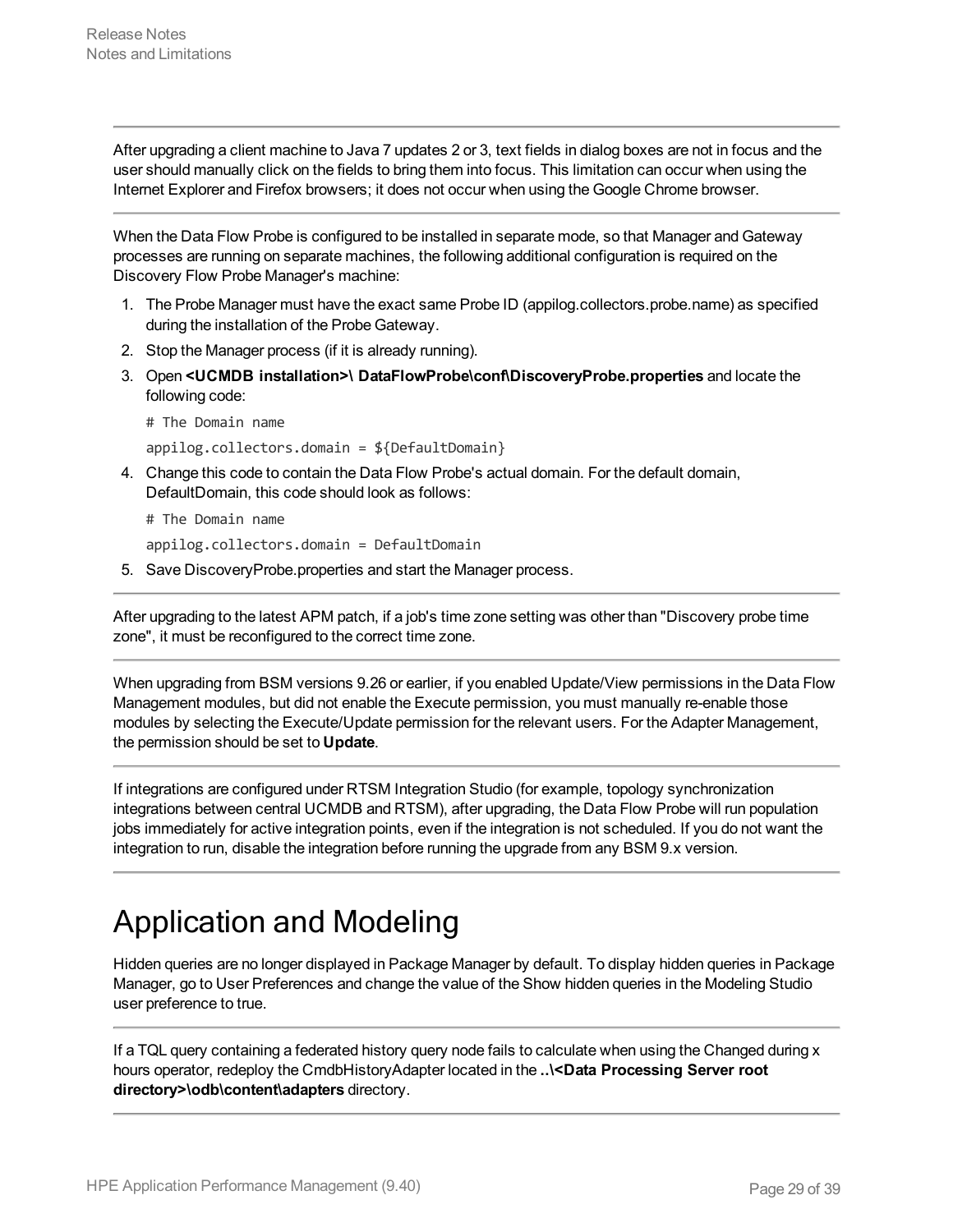After upgrading a client machine to Java 7 updates 2 or 3, text fields in dialog boxes are not in focus and the user should manually click on the fields to bring them into focus. This limitation can occur when using the Internet Explorer and Firefox browsers; it does not occur when using the Google Chrome browser.

---

When the Data Flow Probe is configured to be installed in separate mode, so that Manager and Gateway processes are running on separate machines, the following additional configuration is required on the Discovery Flow Probe Manager's machine:

1. The Probe Manager must have the exact same Probe ID (appilog.collectors.probe.name) as specified during the installation of the Probe Gateway.
2. Stop the Manager process (if it is already running).
3. Open **<UCMDB installation>\ DataFlowProbe\conf\DiscoveryProbe.properties** and locate the following code:

   ```
   # The Domain name
   appilog.collectors.domain = ${DefaultDomain}
   ```

4. Change this code to contain the Data Flow Probe's actual domain. For the default domain, DefaultDomain, this code should look as follows:

   ```
   # The Domain name
   appilog.collectors.domain = DefaultDomain
   ```

5. Save DiscoveryProbe.properties and start the Manager process.

---

After upgrading to the latest APM patch, if a job's time zone setting was other than "Discovery probe time zone", it must be reconfigured to the correct time zone.

---

When upgrading from BSM versions 9.26 or earlier, if you enabled Update/View permissions in the Data Flow Management modules, but did not enable the Execute permission, you must manually re-enable those modules by selecting the Execute/Update permission for the relevant users. For the Adapter Management, the permission should be set to **Update**.

---

If integrations are configured under RTSM Integration Studio (for example, topology synchronization integrations between central UCMDB and RTSM), after upgrading, the Data Flow Probe will run population jobs immediately for active integration points, even if the integration is not scheduled. If you do not want the integration to run, disable the integration before running the upgrade from any BSM 9.x version.

---

# Application and Modeling

Hidden queries are no longer displayed in Package Manager by default. To display hidden queries in Package Manager, go to User Preferences and change the value of the Show hidden queries in the Modeling Studio user preference to true.

---

If a TQL query containing a federated history query node fails to calculate when using the Changed during x hours operator, redeploy the CmdbHistoryAdapter located in the **..\<Data Processing Server root directory>\odb\content\adapters** directory.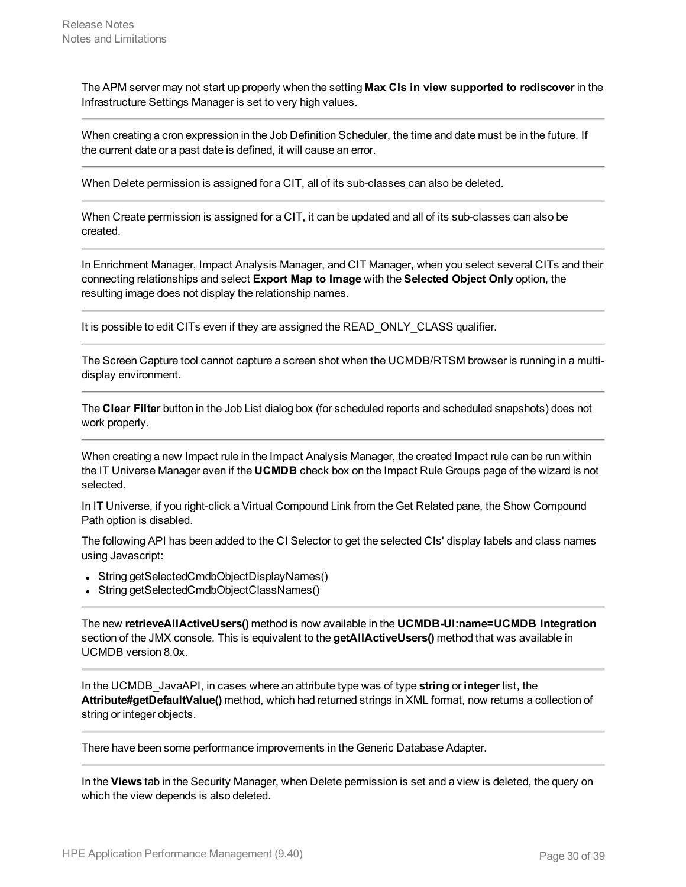The APM server may not start up properly when the setting **Max CIs in view supported to rediscover** in the Infrastructure Settings Manager is set to very high values.

---

When creating a cron expression in the Job Definition Scheduler, the time and date must be in the future. If the current date or a past date is defined, it will cause an error.

---

When Delete permission is assigned for a CIT, all of its sub-classes can also be deleted.

---

When Create permission is assigned for a CIT, it can be updated and all of its sub-classes can also be created.

---

In Enrichment Manager, Impact Analysis Manager, and CIT Manager, when you select several CITs and their connecting relationships and select **Export Map to Image** with the **Selected Object Only** option, the resulting image does not display the relationship names.

---

It is possible to edit CITs even if they are assigned the READ_ONLY_CLASS qualifier.

---

The Screen Capture tool cannot capture a screen shot when the UCMDB/RTSM browser is running in a multi-display environment.

---

The **Clear Filter** button in the Job List dialog box (for scheduled reports and scheduled snapshots) does not work properly.

---

When creating a new Impact rule in the Impact Analysis Manager, the created Impact rule can be run within the IT Universe Manager even if the **UCMDB** check box on the Impact Rule Groups page of the wizard is not selected.

In IT Universe, if you right-click a Virtual Compound Link from the Get Related pane, the Show Compound Path option is disabled.

The following API has been added to the CI Selector to get the selected CIs' display labels and class names using Javascript:

- String getSelectedCmdbObjectDisplayNames()
- String getSelectedCmdbObjectClassNames()

---

The new **retrieveAllActiveUsers()** method is now available in the **UCMDB-UI:name=UCMDB Integration** section of the JMX console. This is equivalent to the **getAllActiveUsers()** method that was available in UCMDB version 8.0x.

---

In the UCMDB_JavaAPI, in cases where an attribute type was of type **string** or **integer** list, the **Attribute#getDefaultValue()** method, which had returned strings in XML format, now returns a collection of string or integer objects.

---

There have been some performance improvements in the Generic Database Adapter.

---

In the **Views** tab in the Security Manager, when Delete permission is set and a view is deleted, the query on which the view depends is also deleted.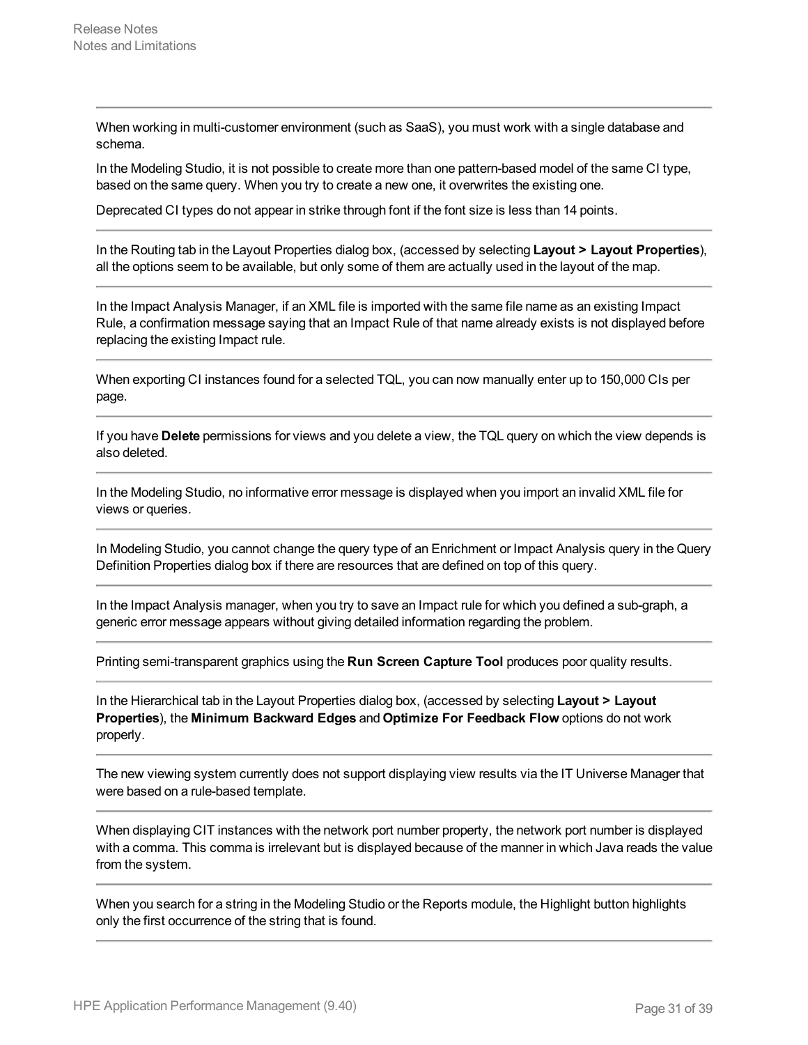When working in multi-customer environment (such as SaaS), you must work with a single database and schema.

In the Modeling Studio, it is not possible to create more than one pattern-based model of the same CI type, based on the same query. When you try to create a new one, it overwrites the existing one.

Deprecated CI types do not appear in strike through font if the font size is less than 14 points.

---

In the Routing tab in the Layout Properties dialog box, (accessed by selecting **Layout > Layout Properties**), all the options seem to be available, but only some of them are actually used in the layout of the map.

---

In the Impact Analysis Manager, if an XML file is imported with the same file name as an existing Impact Rule, a confirmation message saying that an Impact Rule of that name already exists is not displayed before replacing the existing Impact rule.

---

When exporting CI instances found for a selected TQL, you can now manually enter up to 150,000 CIs per page.

---

If you have **Delete** permissions for views and you delete a view, the TQL query on which the view depends is also deleted.

---

In the Modeling Studio, no informative error message is displayed when you import an invalid XML file for views or queries.

---

In Modeling Studio, you cannot change the query type of an Enrichment or Impact Analysis query in the Query Definition Properties dialog box if there are resources that are defined on top of this query.

---

In the Impact Analysis manager, when you try to save an Impact rule for which you defined a sub-graph, a generic error message appears without giving detailed information regarding the problem.

---

Printing semi-transparent graphics using the **Run Screen Capture Tool** produces poor quality results.

---

In the Hierarchical tab in the Layout Properties dialog box, (accessed by selecting **Layout > Layout Properties**), the **Minimum Backward Edges** and **Optimize For Feedback Flow** options do not work properly.

---

The new viewing system currently does not support displaying view results via the IT Universe Manager that were based on a rule-based template.

---

When displaying CIT instances with the network port number property, the network port number is displayed with a comma. This comma is irrelevant but is displayed because of the manner in which Java reads the value from the system.

---

When you search for a string in the Modeling Studio or the Reports module, the Highlight button highlights only the first occurrence of the string that is found.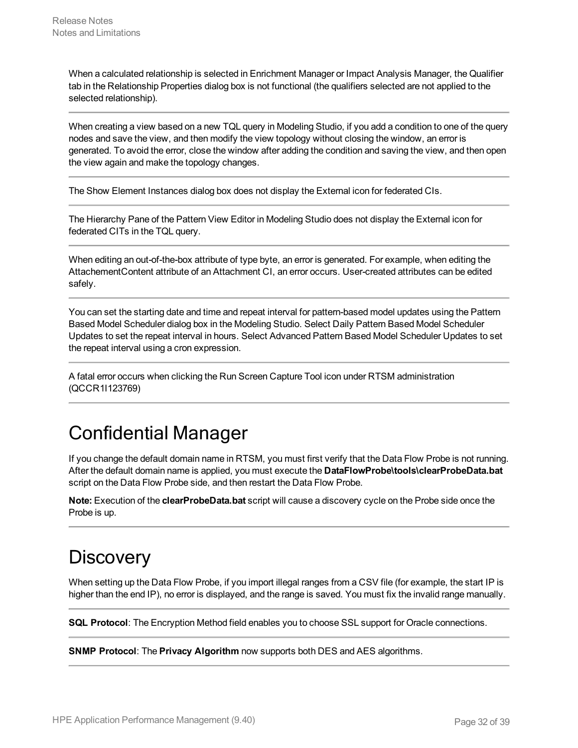When a calculated relationship is selected in Enrichment Manager or Impact Analysis Manager, the Qualifier tab in the Relationship Properties dialog box is not functional (the qualifiers selected are not applied to the selected relationship).

---

When creating a view based on a new TQL query in Modeling Studio, if you add a condition to one of the query nodes and save the view, and then modify the view topology without closing the window, an error is generated. To avoid the error, close the window after adding the condition and saving the view, and then open the view again and make the topology changes.

---

The Show Element Instances dialog box does not display the External icon for federated CIs.

---

The Hierarchy Pane of the Pattern View Editor in Modeling Studio does not display the External icon for federated CITs in the TQL query.

---

When editing an out-of-the-box attribute of type byte, an error is generated. For example, when editing the AttachementContent attribute of an Attachment CI, an error occurs. User-created attributes can be edited safely.

---

You can set the starting date and time and repeat interval for pattern-based model updates using the Pattern Based Model Scheduler dialog box in the Modeling Studio. Select Daily Pattern Based Model Scheduler Updates to set the repeat interval in hours. Select Advanced Pattern Based Model Scheduler Updates to set the repeat interval using a cron expression.

---

A fatal error occurs when clicking the Run Screen Capture Tool icon under RTSM administration (QCCR1I123769)

---

# Confidential Manager

If you change the default domain name in RTSM, you must first verify that the Data Flow Probe is not running. After the default domain name is applied, you must execute the **DataFlowProbe\tools\clearProbeData.bat** script on the Data Flow Probe side, and then restart the Data Flow Probe.

**Note:** Execution of the **clearProbeData.bat** script will cause a discovery cycle on the Probe side once the Probe is up.

---

# Discovery

When setting up the Data Flow Probe, if you import illegal ranges from a CSV file (for example, the start IP is higher than the end IP), no error is displayed, and the range is saved. You must fix the invalid range manually.

---

**SQL Protocol**: The Encryption Method field enables you to choose SSL support for Oracle connections.

---

**SNMP Protocol**: The **Privacy Algorithm** now supports both DES and AES algorithms.

---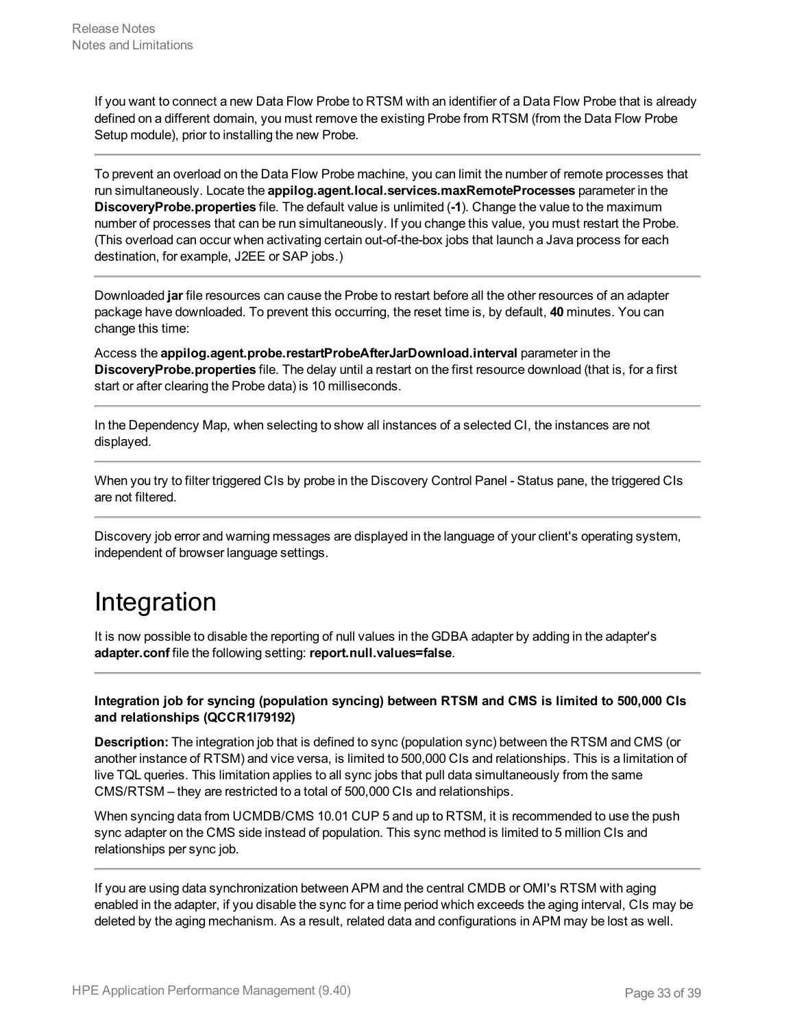If you want to connect a new Data Flow Probe to RTSM with an identifier of a Data Flow Probe that is already defined on a different domain, you must remove the existing Probe from RTSM (from the Data Flow Probe Setup module), prior to installing the new Probe.

---

To prevent an overload on the Data Flow Probe machine, you can limit the number of remote processes that run simultaneously. Locate the **appilog.agent.local.services.maxRemoteProcesses** parameter in the **DiscoveryProbe.properties** file. The default value is unlimited (**-1**). Change the value to the maximum number of processes that can be run simultaneously. If you change this value, you must restart the Probe. (This overload can occur when activating certain out-of-the-box jobs that launch a Java process for each destination, for example, J2EE or SAP jobs.)

---

Downloaded **jar** file resources can cause the Probe to restart before all the other resources of an adapter package have downloaded. To prevent this occurring, the reset time is, by default, **40** minutes. You can change this time:

Access the **appilog.agent.probe.restartProbeAfterJarDownload.interval** parameter in the **DiscoveryProbe.properties** file. The delay until a restart on the first resource download (that is, for a first start or after clearing the Probe data) is 10 milliseconds.

---

In the Dependency Map, when selecting to show all instances of a selected CI, the instances are not displayed.

---

When you try to filter triggered CIs by probe in the Discovery Control Panel - Status pane, the triggered CIs are not filtered.

---

Discovery job error and warning messages are displayed in the language of your client's operating system, independent of browser language settings.

# Integration

It is now possible to disable the reporting of null values in the GDBA adapter by adding in the adapter's **adapter.conf** file the following setting: **report.null.values=false**.

---

**Integration job for syncing (population syncing) between RTSM and CMS is limited to 500,000 CIs and relationships (QCCR1I79192)**

**Description:** The integration job that is defined to sync (population sync) between the RTSM and CMS (or another instance of RTSM) and vice versa, is limited to 500,000 CIs and relationships. This is a limitation of live TQL queries. This limitation applies to all sync jobs that pull data simultaneously from the same CMS/RTSM – they are restricted to a total of 500,000 CIs and relationships.

When syncing data from UCMDB/CMS 10.01 CUP 5 and up to RTSM, it is recommended to use the push sync adapter on the CMS side instead of population. This sync method is limited to 5 million CIs and relationships per sync job.

---

If you are using data synchronization between APM and the central CMDB or OMI's RTSM with aging enabled in the adapter, if you disable the sync for a time period which exceeds the aging interval, CIs may be deleted by the aging mechanism. As a result, related data and configurations in APM may be lost as well.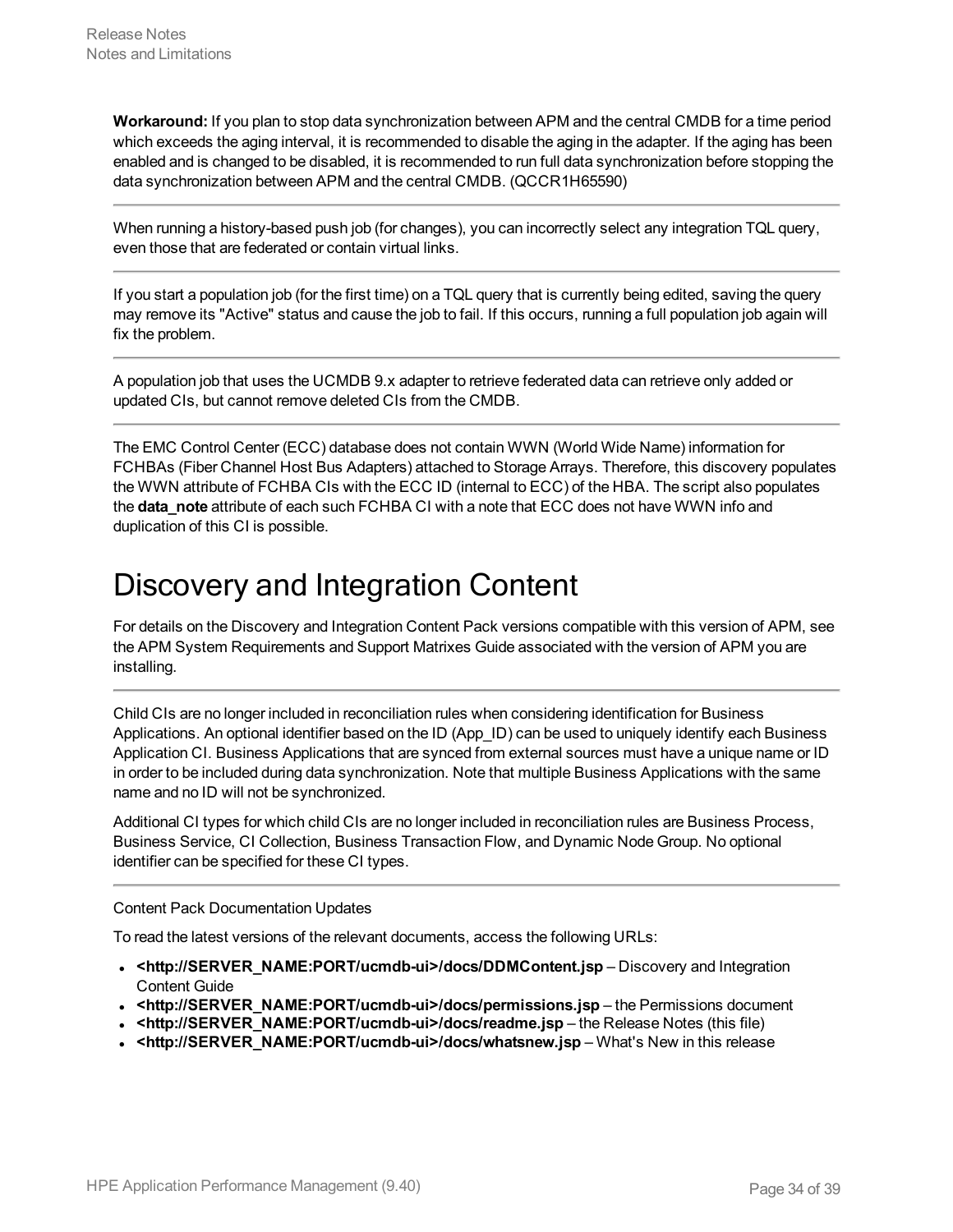**Workaround:** If you plan to stop data synchronization between APM and the central CMDB for a time period which exceeds the aging interval, it is recommended to disable the aging in the adapter. If the aging has been enabled and is changed to be disabled, it is recommended to run full data synchronization before stopping the data synchronization between APM and the central CMDB. (QCCR1H65590)

---

When running a history-based push job (for changes), you can incorrectly select any integration TQL query, even those that are federated or contain virtual links.

---

If you start a population job (for the first time) on a TQL query that is currently being edited, saving the query may remove its "Active" status and cause the job to fail. If this occurs, running a full population job again will fix the problem.

---

A population job that uses the UCMDB 9.x adapter to retrieve federated data can retrieve only added or updated CIs, but cannot remove deleted CIs from the CMDB.

---

The EMC Control Center (ECC) database does not contain WWN (World Wide Name) information for FCHBAs (Fiber Channel Host Bus Adapters) attached to Storage Arrays. Therefore, this discovery populates the WWN attribute of FCHBA CIs with the ECC ID (internal to ECC) of the HBA. The script also populates the **data_note** attribute of each such FCHBA CI with a note that ECC does not have WWN info and duplication of this CI is possible.

# Discovery and Integration Content

For details on the Discovery and Integration Content Pack versions compatible with this version of APM, see the APM System Requirements and Support Matrixes Guide associated with the version of APM you are installing.

---

Child CIs are no longer included in reconciliation rules when considering identification for Business Applications. An optional identifier based on the ID (App_ID) can be used to uniquely identify each Business Application CI. Business Applications that are synced from external sources must have a unique name or ID in order to be included during data synchronization. Note that multiple Business Applications with the same name and no ID will not be synchronized.

Additional CI types for which child CIs are no longer included in reconciliation rules are Business Process, Business Service, CI Collection, Business Transaction Flow, and Dynamic Node Group. No optional identifier can be specified for these CI types.

---

Content Pack Documentation Updates

To read the latest versions of the relevant documents, access the following URLs:

- **<http://SERVER_NAME:PORT/ucmdb-ui>/docs/DDMContent.jsp** – Discovery and Integration Content Guide
- **<http://SERVER_NAME:PORT/ucmdb-ui>/docs/permissions.jsp** – the Permissions document
- **<http://SERVER_NAME:PORT/ucmdb-ui>/docs/readme.jsp** – the Release Notes (this file)
- **<http://SERVER_NAME:PORT/ucmdb-ui>/docs/whatsnew.jsp** – What's New in this release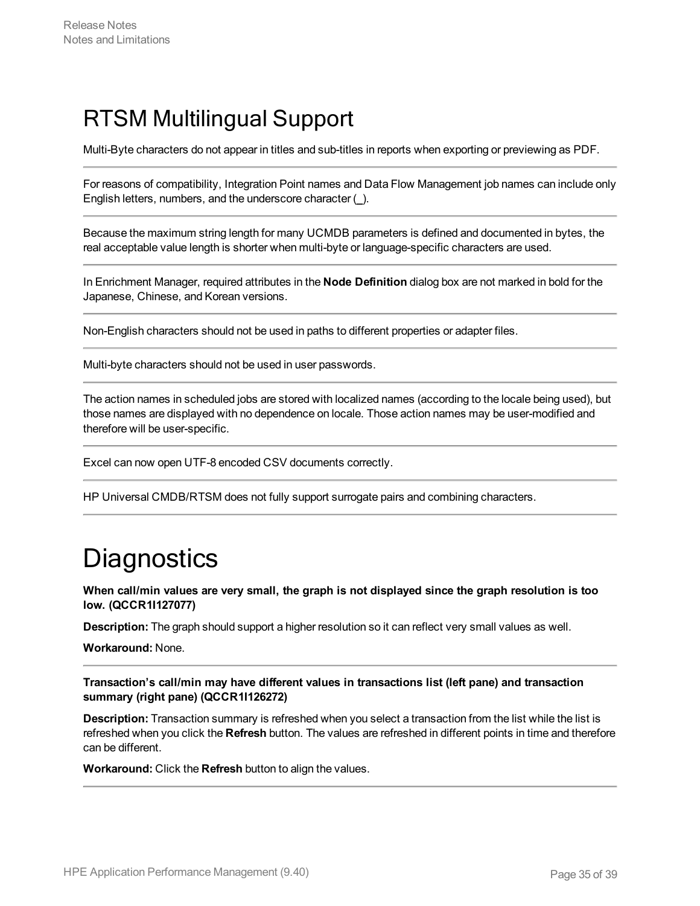# RTSM Multilingual Support

Multi-Byte characters do not appear in titles and sub-titles in reports when exporting or previewing as PDF.

---

For reasons of compatibility, Integration Point names and Data Flow Management job names can include only English letters, numbers, and the underscore character (_).

---

Because the maximum string length for many UCMDB parameters is defined and documented in bytes, the real acceptable value length is shorter when multi-byte or language-specific characters are used.

---

In Enrichment Manager, required attributes in the **Node Definition** dialog box are not marked in bold for the Japanese, Chinese, and Korean versions.

---

Non-English characters should not be used in paths to different properties or adapter files.

---

Multi-byte characters should not be used in user passwords.

---

The action names in scheduled jobs are stored with localized names (according to the locale being used), but those names are displayed with no dependence on locale. Those action names may be user-modified and therefore will be user-specific.

---

Excel can now open UTF-8 encoded CSV documents correctly.

---

HP Universal CMDB/RTSM does not fully support surrogate pairs and combining characters.

---

# Diagnostics

**When call/min values are very small, the graph is not displayed since the graph resolution is too low. (QCCR1I127077)**

**Description:** The graph should support a higher resolution so it can reflect very small values as well.

**Workaround:** None.

---

**Transaction's call/min may have different values in transactions list (left pane) and transaction summary (right pane) (QCCR1I126272)**

**Description:** Transaction summary is refreshed when you select a transaction from the list while the list is refreshed when you click the **Refresh** button. The values are refreshed in different points in time and therefore can be different.

**Workaround:** Click the **Refresh** button to align the values.

---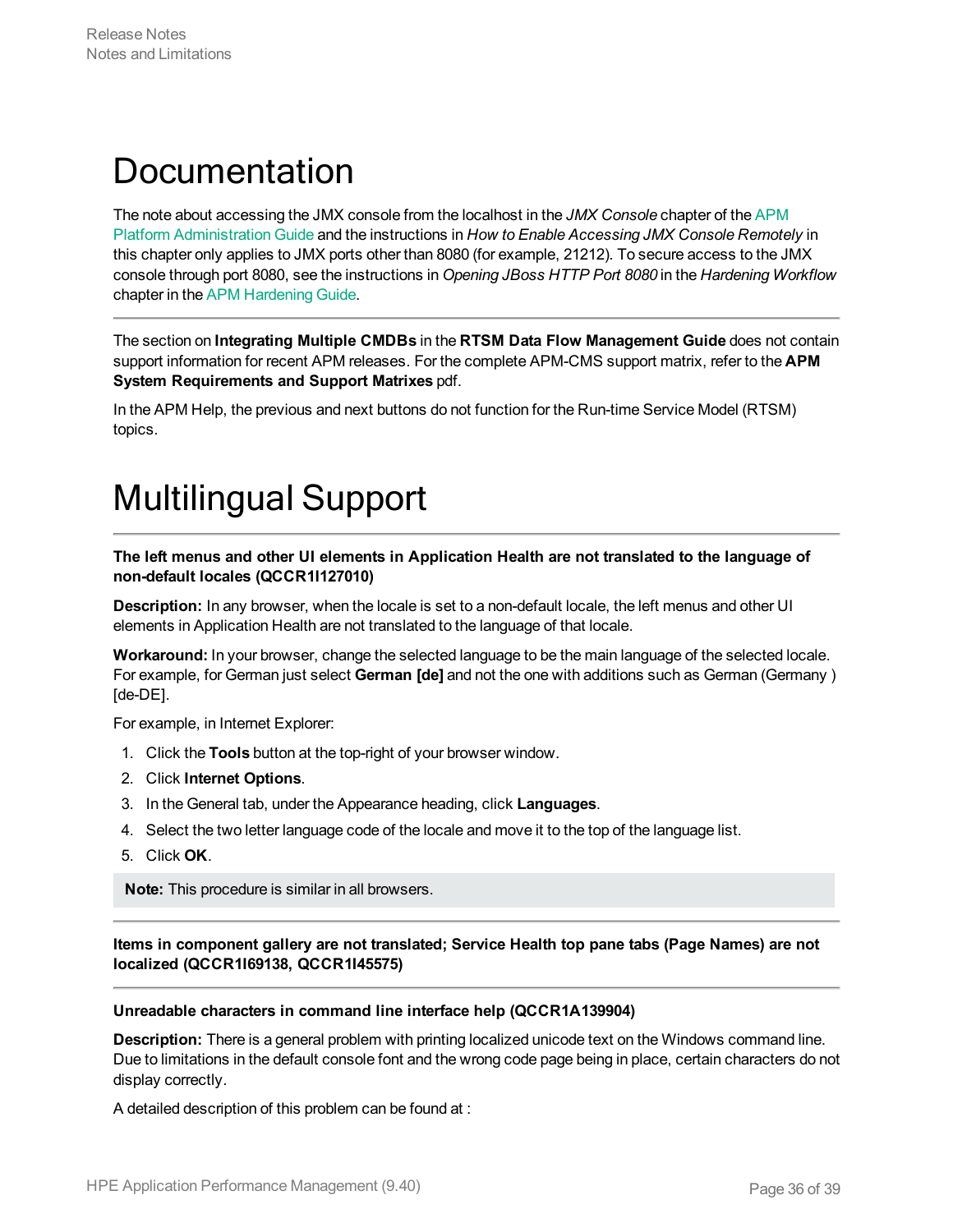# Documentation

The note about accessing the JMX console from the localhost in the *JMX Console* chapter of the APM Platform Administration Guide and the instructions in *How to Enable Accessing JMX Console Remotely* in this chapter only applies to JMX ports other than 8080 (for example, 21212). To secure access to the JMX console through port 8080, see the instructions in *Opening JBoss HTTP Port 8080* in the *Hardening Workflow* chapter in the APM Hardening Guide.

---

The section on **Integrating Multiple CMDBs** in the **RTSM Data Flow Management Guide** does not contain support information for recent APM releases. For the complete APM-CMS support matrix, refer to the **APM System Requirements and Support Matrixes** pdf.

In the APM Help, the previous and next buttons do not function for the Run-time Service Model (RTSM) topics.

# Multilingual Support

---

**The left menus and other UI elements in Application Health are not translated to the language of non-default locales (QCCR1I127010)**

**Description:** In any browser, when the locale is set to a non-default locale, the left menus and other UI elements in Application Health are not translated to the language of that locale.

**Workaround:** In your browser, change the selected language to be the main language of the selected locale. For example, for German just select **German [de]** and not the one with additions such as German (Germany ) [de-DE].

For example, in Internet Explorer:

1. Click the **Tools** button at the top-right of your browser window.
2. Click **Internet Options**.
3. In the General tab, under the Appearance heading, click **Languages**.
4. Select the two letter language code of the locale and move it to the top of the language list.
5. Click **OK**.

> **Note:** This procedure is similar in all browsers.

---

**Items in component gallery are not translated; Service Health top pane tabs (Page Names) are not localized (QCCR1I69138, QCCR1I45575)**

---

**Unreadable characters in command line interface help (QCCR1A139904)**

**Description:** There is a general problem with printing localized unicode text on the Windows command line. Due to limitations in the default console font and the wrong code page being in place, certain characters do not display correctly.

A detailed description of this problem can be found at :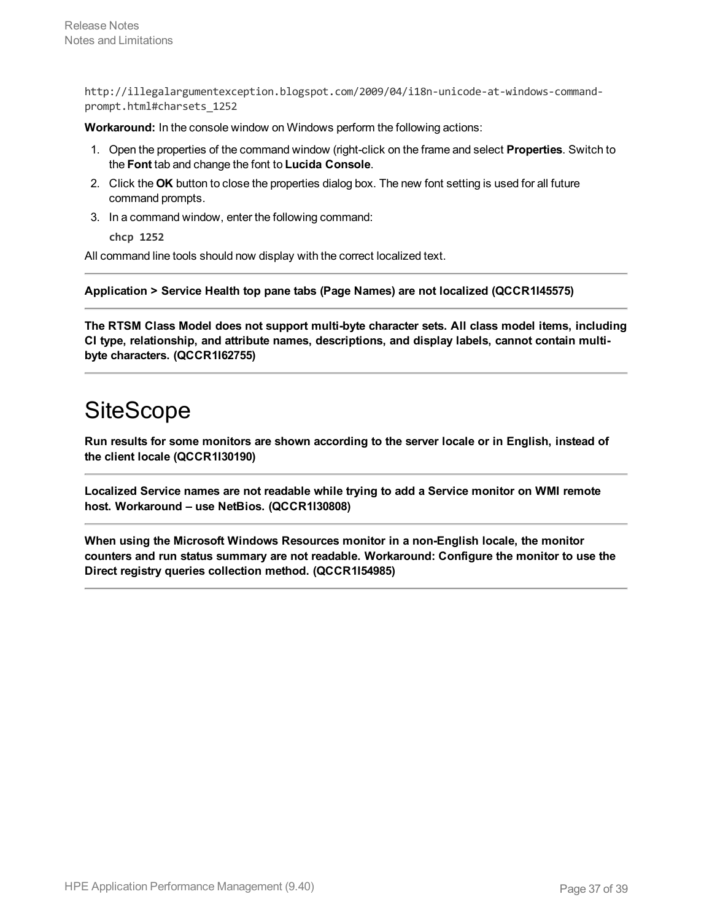http://illegalargumentexception.blogspot.com/2009/04/i18n-unicode-at-windows-command-prompt.html#charsets_1252

**Workaround:** In the console window on Windows perform the following actions:

1. Open the properties of the command window (right-click on the frame and select **Properties**. Switch to the **Font** tab and change the font to **Lucida Console**.
2. Click the **OK** button to close the properties dialog box. The new font setting is used for all future command prompts.
3. In a command window, enter the following command:

   ```
   chcp 1252
   ```

All command line tools should now display with the correct localized text.

---

**Application > Service Health top pane tabs (Page Names) are not localized (QCCR1I45575)**

---

**The RTSM Class Model does not support multi-byte character sets. All class model items, including CI type, relationship, and attribute names, descriptions, and display labels, cannot contain multi-byte characters. (QCCR1I62755)**

---

# SiteScope

**Run results for some monitors are shown according to the server locale or in English, instead of the client locale (QCCR1I30190)**

---

**Localized Service names are not readable while trying to add a Service monitor on WMI remote host. Workaround – use NetBios. (QCCR1I30808)**

---

**When using the Microsoft Windows Resources monitor in a non-English locale, the monitor counters and run status summary are not readable. Workaround: Configure the monitor to use the Direct registry queries collection method. (QCCR1I54985)**

---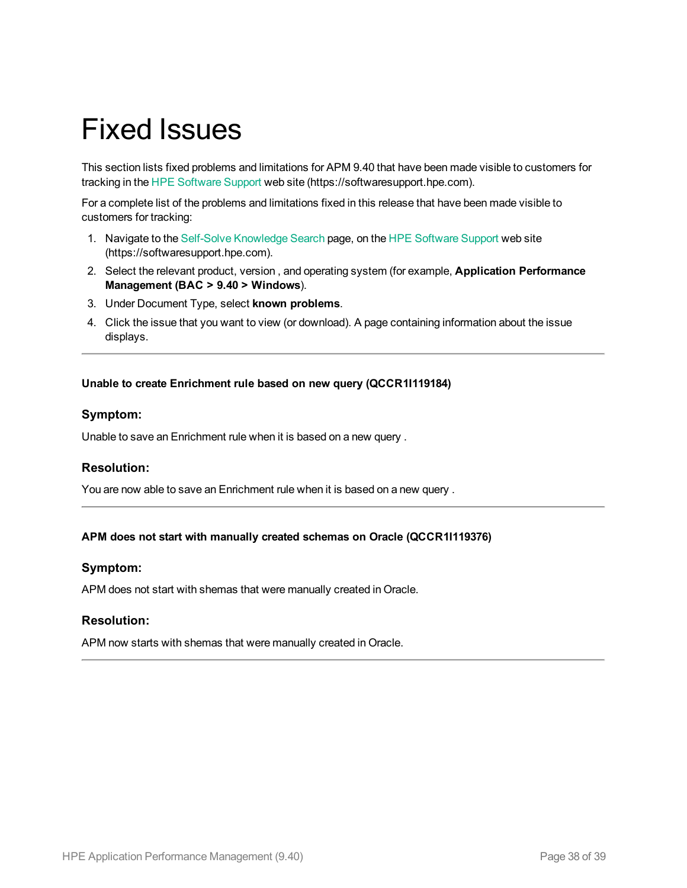# Fixed Issues

This section lists fixed problems and limitations for APM 9.40 that have been made visible to customers for tracking in the HPE Software Support web site (https://softwaresupport.hpe.com).

For a complete list of the problems and limitations fixed in this release that have been made visible to customers for tracking:

1. Navigate to the Self-Solve Knowledge Search page, on the HPE Software Support web site (https://softwaresupport.hpe.com).
2. Select the relevant product, version , and operating system (for example, **Application Performance Management (BAC > 9.40 > Windows**).
3. Under Document Type, select **known problems**.
4. Click the issue that you want to view (or download). A page containing information about the issue displays.

---

**Unable to create Enrichment rule based on new query (QCCR1I119184)**

### Symptom:

Unable to save an Enrichment rule when it is based on a new query .

### Resolution:

You are now able to save an Enrichment rule when it is based on a new query .

---

**APM does not start with manually created schemas on Oracle (QCCR1I119376)**

### Symptom:

APM does not start with shemas that were manually created in Oracle.

### Resolution:

APM now starts with shemas that were manually created in Oracle.

---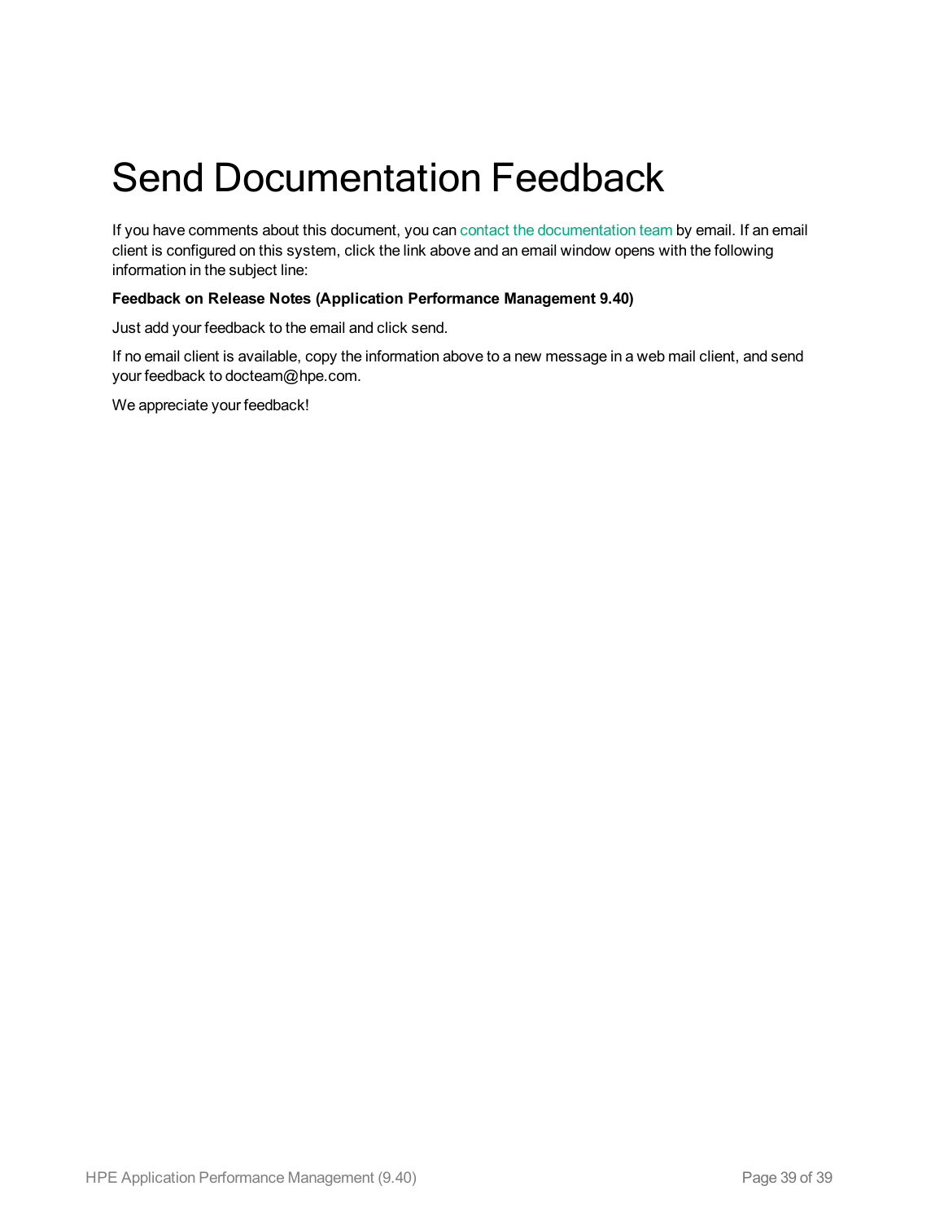# Send Documentation Feedback

If you have comments about this document, you can contact the documentation team by email. If an email client is configured on this system, click the link above and an email window opens with the following information in the subject line:

**Feedback on Release Notes (Application Performance Management 9.40)**

Just add your feedback to the email and click send.

If no email client is available, copy the information above to a new message in a web mail client, and send your feedback to docteam@hpe.com.

We appreciate your feedback!